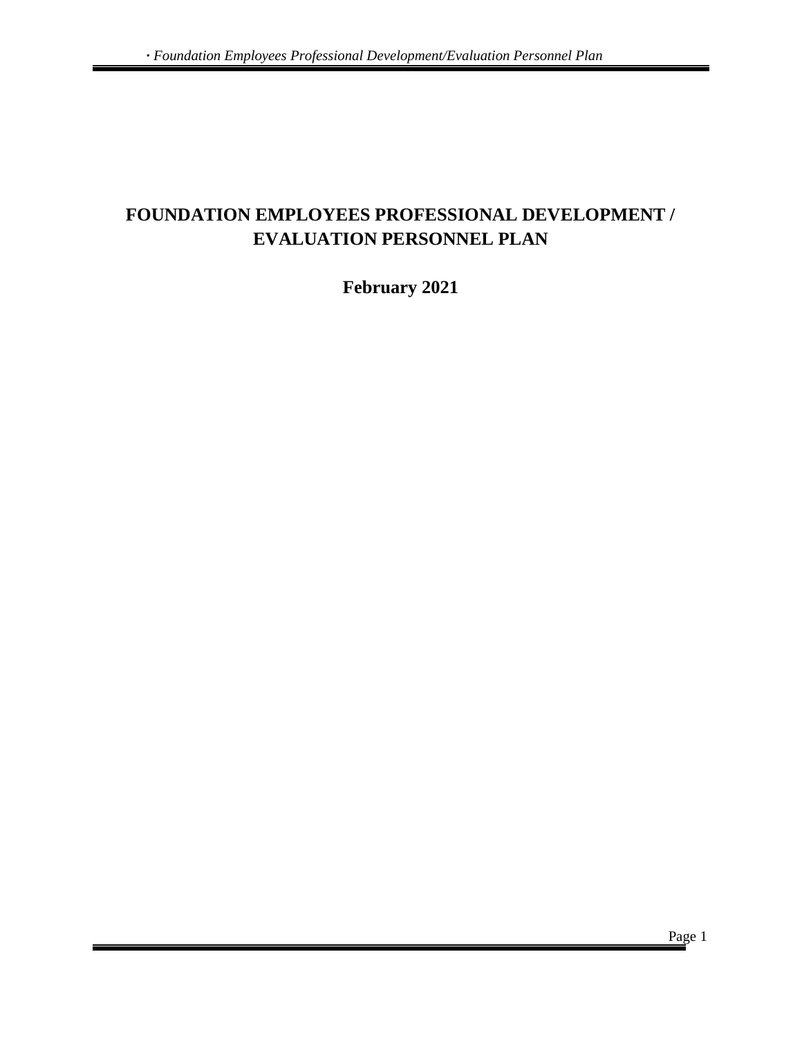# FOUNDATION EMPLOYEES PROFESSIONAL DEVELOPMENT / EVALUATION PERSONNEL PLAN

**February 2021**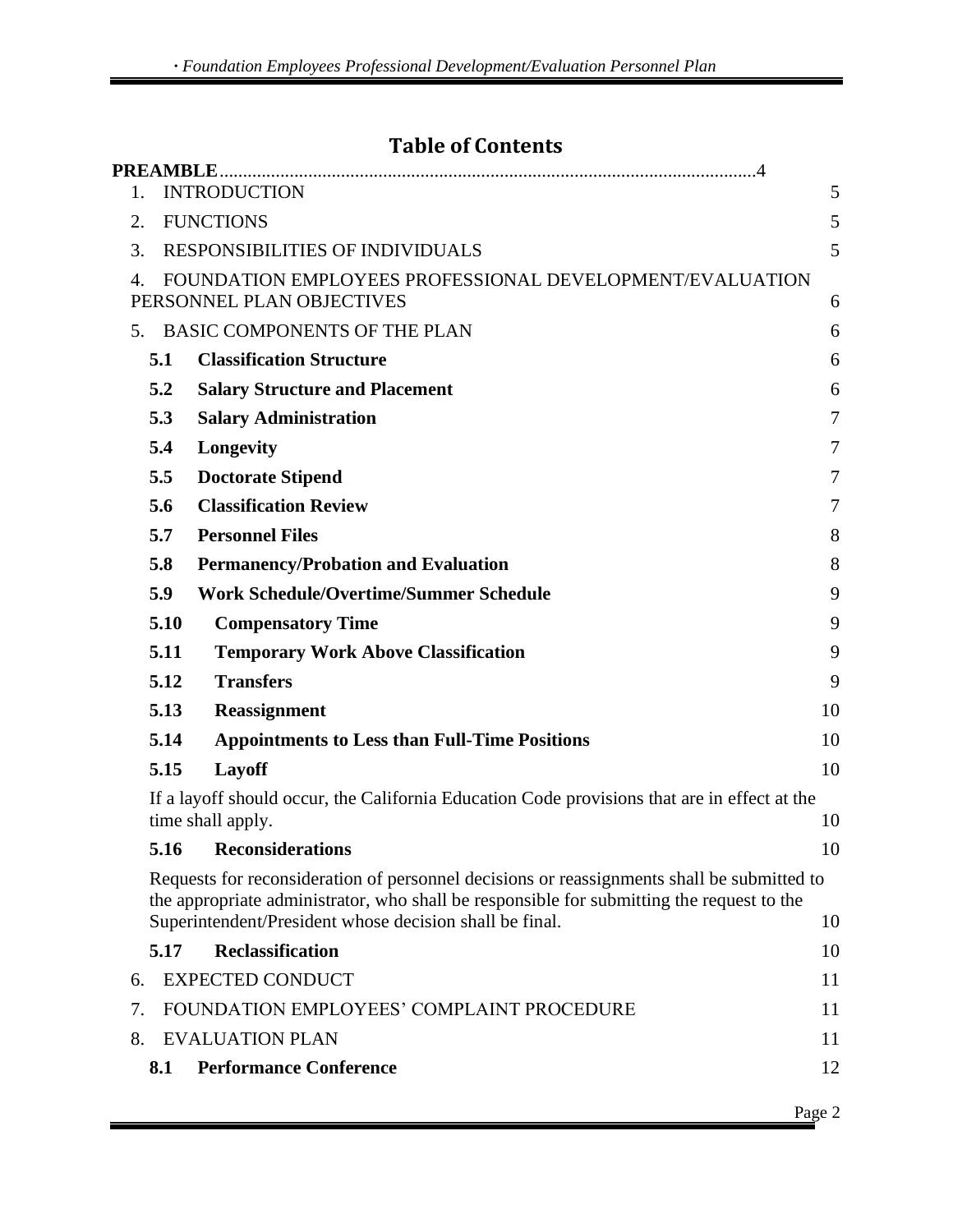# Table of Contents

**PREAMBLE**....................................................................................................................4

1. INTRODUCTION 5
2. FUNCTIONS 5
3. RESPONSIBILITIES OF INDIVIDUALS 5
4. FOUNDATION EMPLOYEES PROFESSIONAL DEVELOPMENT/EVALUATION PERSONNEL PLAN OBJECTIVES 6
5. BASIC COMPONENTS OF THE PLAN 6
   - **5.1 Classification Structure** 6
   - **5.2 Salary Structure and Placement** 6
   - **5.3 Salary Administration** 7
   - **5.4 Longevity** 7
   - **5.5 Doctorate Stipend** 7
   - **5.6 Classification Review** 7
   - **5.7 Personnel Files** 8
   - **5.8 Permanency/Probation and Evaluation** 8
   - **5.9 Work Schedule/Overtime/Summer Schedule** 9
   - **5.10 Compensatory Time** 9
   - **5.11 Temporary Work Above Classification** 9
   - **5.12 Transfers** 9
   - **5.13 Reassignment** 10
   - **5.14 Appointments to Less than Full-Time Positions** 10
   - **5.15 Layoff** 10

     If a layoff should occur, the California Education Code provisions that are in effect at the time shall apply. 10
   - **5.16 Reconsiderations** 10

     Requests for reconsideration of personnel decisions or reassignments shall be submitted to the appropriate administrator, who shall be responsible for submitting the request to the Superintendent/President whose decision shall be final. 10
   - **5.17 Reclassification** 10
6. EXPECTED CONDUCT 11
7. FOUNDATION EMPLOYEES' COMPLAINT PROCEDURE 11
8. EVALUATION PLAN 11
   - **8.1 Performance Conference** 12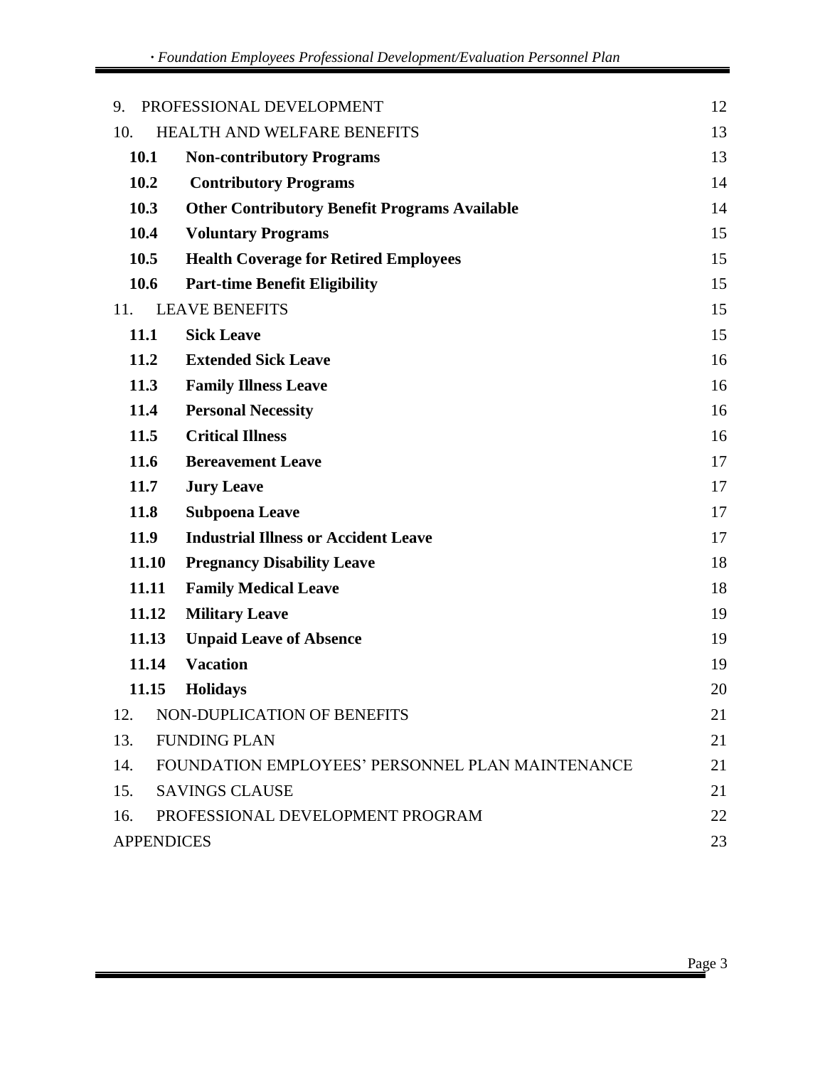| | | |
|---|---|---|
| 9. | PROFESSIONAL DEVELOPMENT | 12 |
| 10. | HEALTH AND WELFARE BENEFITS | 13 |
| **10.1** | **Non-contributory Programs** | 13 |
| **10.2** | **Contributory Programs** | 14 |
| **10.3** | **Other Contributory Benefit Programs Available** | 14 |
| **10.4** | **Voluntary Programs** | 15 |
| **10.5** | **Health Coverage for Retired Employees** | 15 |
| **10.6** | **Part-time Benefit Eligibility** | 15 |
| 11. | LEAVE BENEFITS | 15 |
| **11.1** | **Sick Leave** | 15 |
| **11.2** | **Extended Sick Leave** | 16 |
| **11.3** | **Family Illness Leave** | 16 |
| **11.4** | **Personal Necessity** | 16 |
| **11.5** | **Critical Illness** | 16 |
| **11.6** | **Bereavement Leave** | 17 |
| **11.7** | **Jury Leave** | 17 |
| **11.8** | **Subpoena Leave** | 17 |
| **11.9** | **Industrial Illness or Accident Leave** | 17 |
| **11.10** | **Pregnancy Disability Leave** | 18 |
| **11.11** | **Family Medical Leave** | 18 |
| **11.12** | **Military Leave** | 19 |
| **11.13** | **Unpaid Leave of Absence** | 19 |
| **11.14** | **Vacation** | 19 |
| **11.15** | **Holidays** | 20 |
| 12. | NON-DUPLICATION OF BENEFITS | 21 |
| 13. | FUNDING PLAN | 21 |
| 14. | FOUNDATION EMPLOYEES' PERSONNEL PLAN MAINTENANCE | 21 |
| 15. | SAVINGS CLAUSE | 21 |
| 16. | PROFESSIONAL DEVELOPMENT PROGRAM | 22 |
| APPENDICES | | 23 |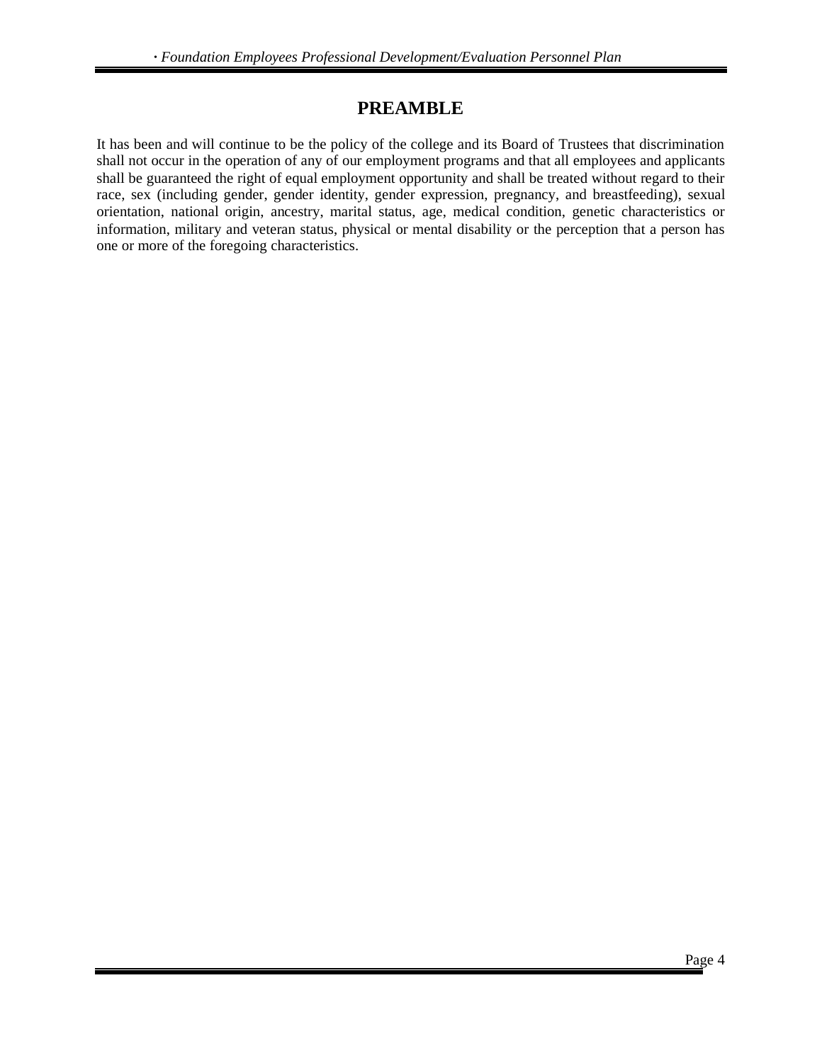# PREAMBLE

It has been and will continue to be the policy of the college and its Board of Trustees that discrimination shall not occur in the operation of any of our employment programs and that all employees and applicants shall be guaranteed the right of equal employment opportunity and shall be treated without regard to their race, sex (including gender, gender identity, gender expression, pregnancy, and breastfeeding), sexual orientation, national origin, ancestry, marital status, age, medical condition, genetic characteristics or information, military and veteran status, physical or mental disability or the perception that a person has one or more of the foregoing characteristics.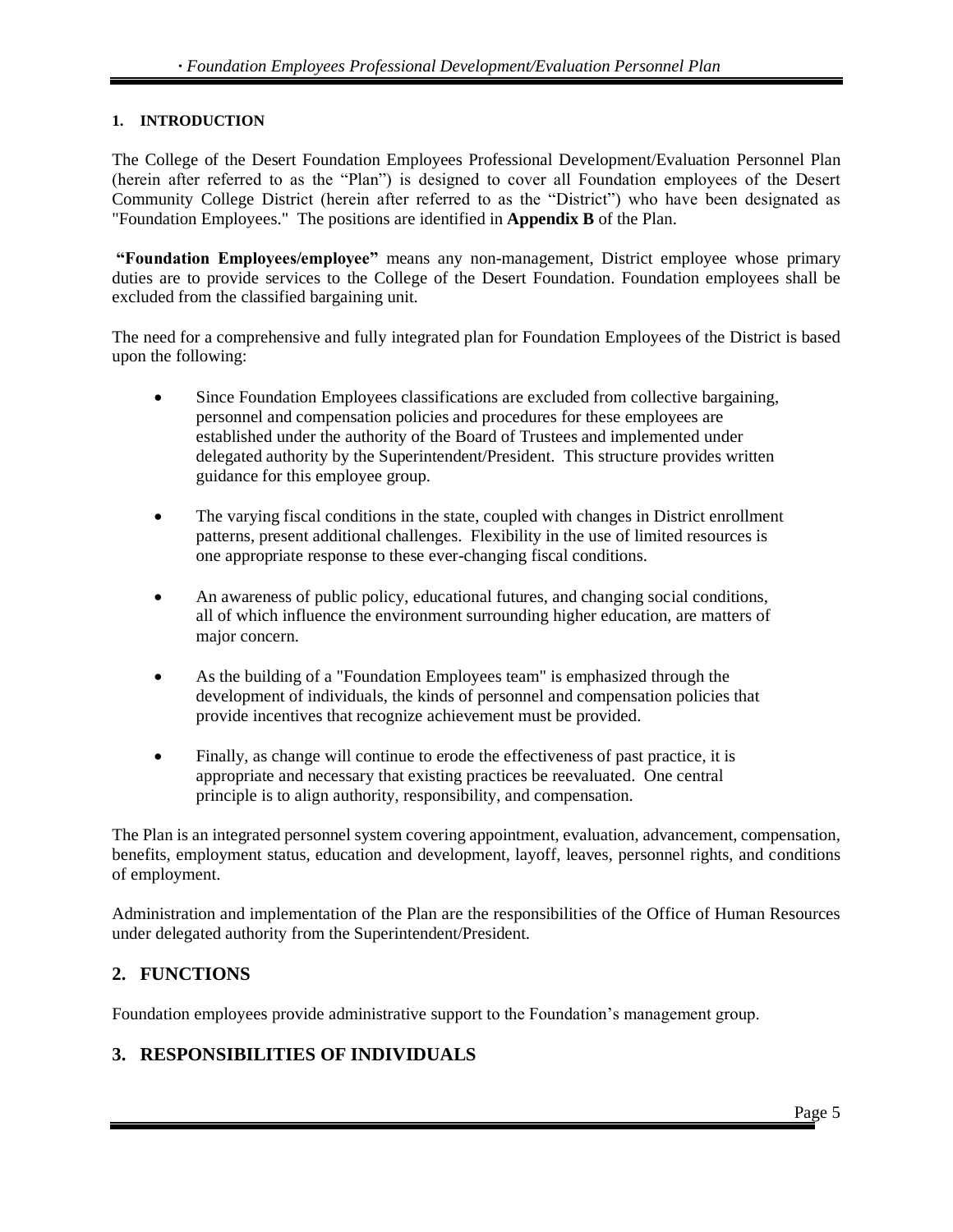## 1. INTRODUCTION

The College of the Desert Foundation Employees Professional Development/Evaluation Personnel Plan (herein after referred to as the "Plan") is designed to cover all Foundation employees of the Desert Community College District (herein after referred to as the "District") who have been designated as "Foundation Employees." The positions are identified in **Appendix B** of the Plan.

**"Foundation Employees/employee"** means any non-management, District employee whose primary duties are to provide services to the College of the Desert Foundation. Foundation employees shall be excluded from the classified bargaining unit.

The need for a comprehensive and fully integrated plan for Foundation Employees of the District is based upon the following:

- Since Foundation Employees classifications are excluded from collective bargaining, personnel and compensation policies and procedures for these employees are established under the authority of the Board of Trustees and implemented under delegated authority by the Superintendent/President. This structure provides written guidance for this employee group.
- The varying fiscal conditions in the state, coupled with changes in District enrollment patterns, present additional challenges. Flexibility in the use of limited resources is one appropriate response to these ever-changing fiscal conditions.
- An awareness of public policy, educational futures, and changing social conditions, all of which influence the environment surrounding higher education, are matters of major concern.
- As the building of a "Foundation Employees team" is emphasized through the development of individuals, the kinds of personnel and compensation policies that provide incentives that recognize achievement must be provided.
- Finally, as change will continue to erode the effectiveness of past practice, it is appropriate and necessary that existing practices be reevaluated. One central principle is to align authority, responsibility, and compensation.

The Plan is an integrated personnel system covering appointment, evaluation, advancement, compensation, benefits, employment status, education and development, layoff, leaves, personnel rights, and conditions of employment.

Administration and implementation of the Plan are the responsibilities of the Office of Human Resources under delegated authority from the Superintendent/President.

## 2. FUNCTIONS

Foundation employees provide administrative support to the Foundation's management group.

## 3. RESPONSIBILITIES OF INDIVIDUALS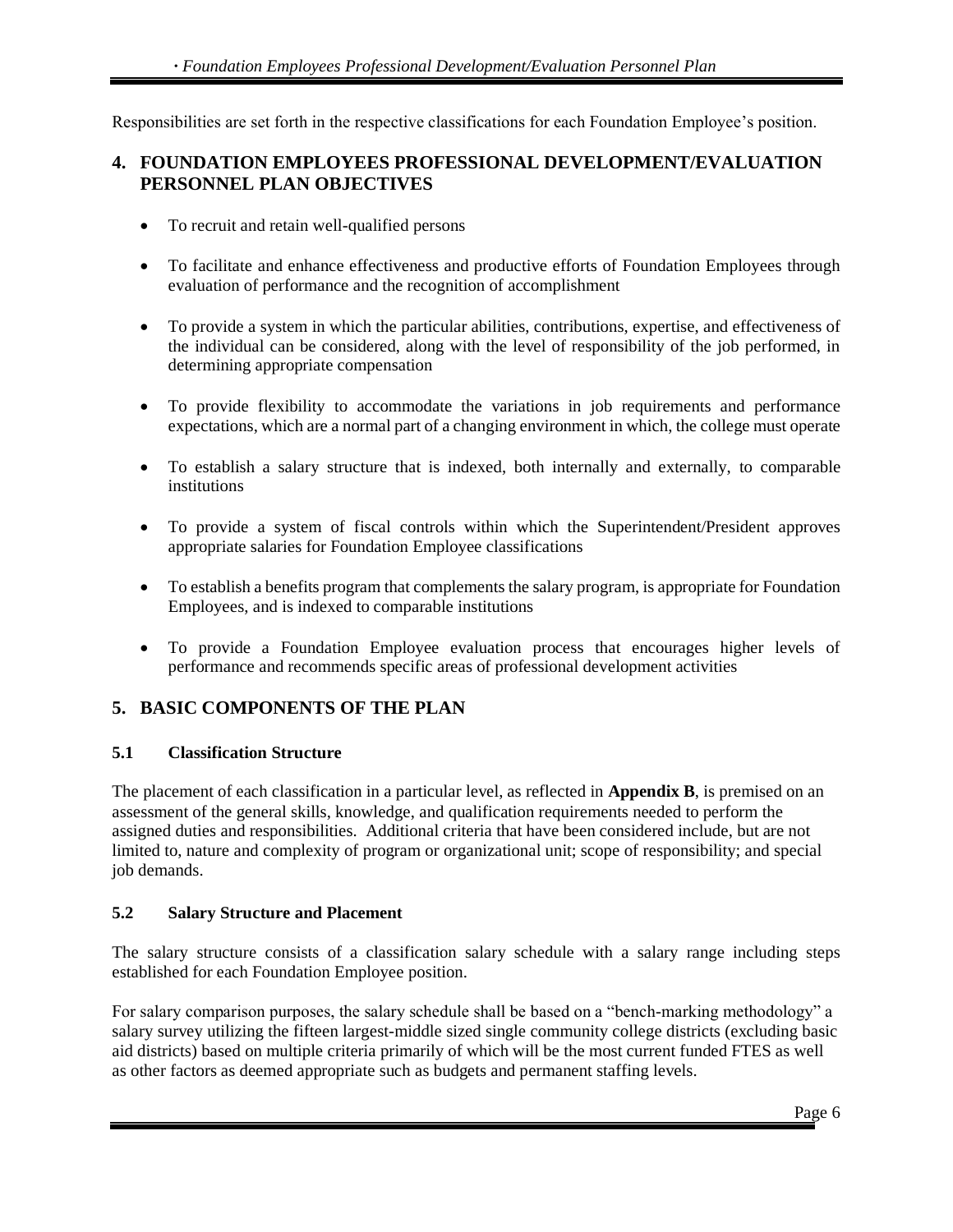Responsibilities are set forth in the respective classifications for each Foundation Employee's position.

## 4. FOUNDATION EMPLOYEES PROFESSIONAL DEVELOPMENT/EVALUATION PERSONNEL PLAN OBJECTIVES

- To recruit and retain well-qualified persons
- To facilitate and enhance effectiveness and productive efforts of Foundation Employees through evaluation of performance and the recognition of accomplishment
- To provide a system in which the particular abilities, contributions, expertise, and effectiveness of the individual can be considered, along with the level of responsibility of the job performed, in determining appropriate compensation
- To provide flexibility to accommodate the variations in job requirements and performance expectations, which are a normal part of a changing environment in which, the college must operate
- To establish a salary structure that is indexed, both internally and externally, to comparable institutions
- To provide a system of fiscal controls within which the Superintendent/President approves appropriate salaries for Foundation Employee classifications
- To establish a benefits program that complements the salary program, is appropriate for Foundation Employees, and is indexed to comparable institutions
- To provide a Foundation Employee evaluation process that encourages higher levels of performance and recommends specific areas of professional development activities

## 5. BASIC COMPONENTS OF THE PLAN

### 5.1 Classification Structure

The placement of each classification in a particular level, as reflected in **Appendix B**, is premised on an assessment of the general skills, knowledge, and qualification requirements needed to perform the assigned duties and responsibilities. Additional criteria that have been considered include, but are not limited to, nature and complexity of program or organizational unit; scope of responsibility; and special job demands.

### 5.2 Salary Structure and Placement

The salary structure consists of a classification salary schedule with a salary range including steps established for each Foundation Employee position.

For salary comparison purposes, the salary schedule shall be based on a "bench-marking methodology" a salary survey utilizing the fifteen largest-middle sized single community college districts (excluding basic aid districts) based on multiple criteria primarily of which will be the most current funded FTES as well as other factors as deemed appropriate such as budgets and permanent staffing levels.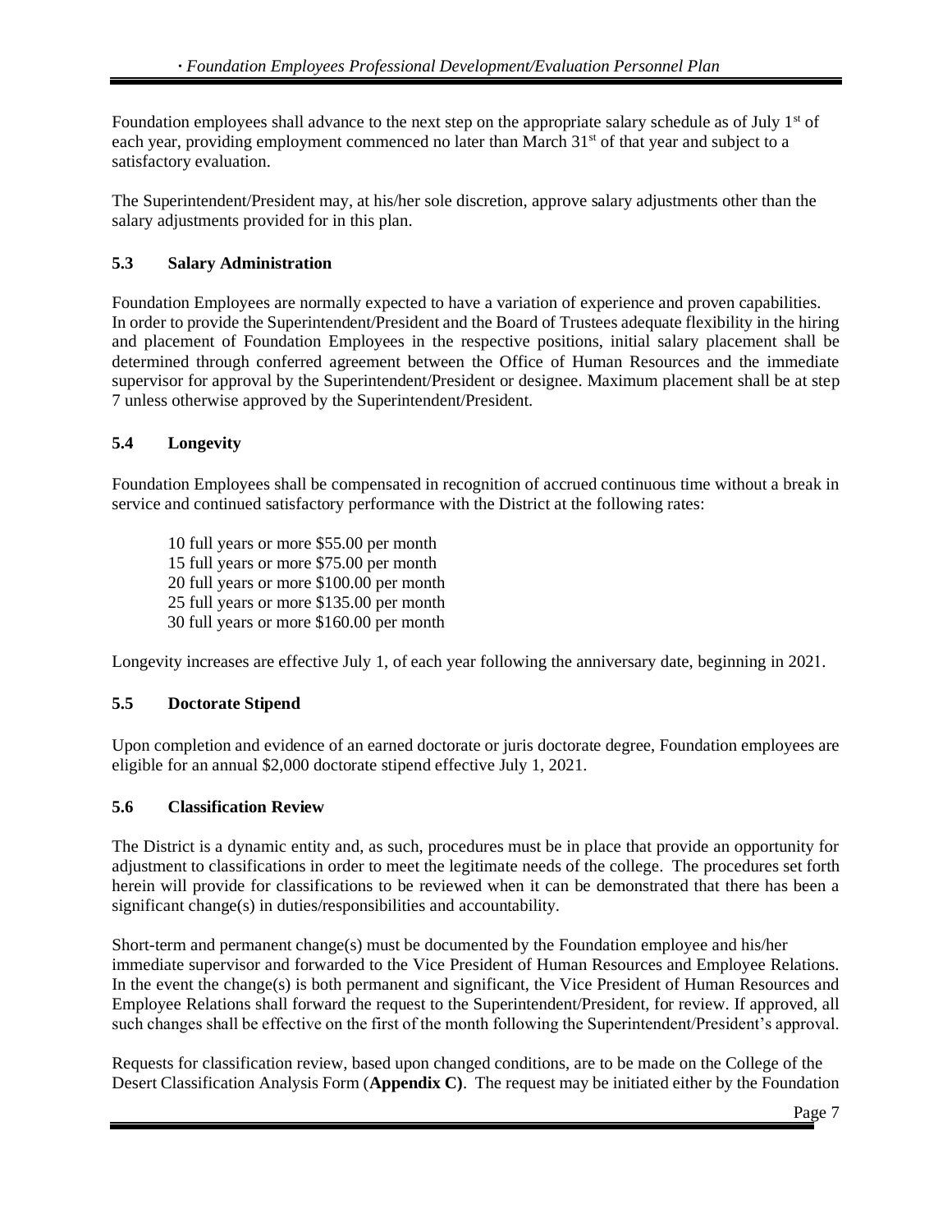Foundation employees shall advance to the next step on the appropriate salary schedule as of July 1st of each year, providing employment commenced no later than March 31st of that year and subject to a satisfactory evaluation.

The Superintendent/President may, at his/her sole discretion, approve salary adjustments other than the salary adjustments provided for in this plan.

### 5.3 Salary Administration

Foundation Employees are normally expected to have a variation of experience and proven capabilities. In order to provide the Superintendent/President and the Board of Trustees adequate flexibility in the hiring and placement of Foundation Employees in the respective positions, initial salary placement shall be determined through conferred agreement between the Office of Human Resources and the immediate supervisor for approval by the Superintendent/President or designee. Maximum placement shall be at step 7 unless otherwise approved by the Superintendent/President.

### 5.4 Longevity

Foundation Employees shall be compensated in recognition of accrued continuous time without a break in service and continued satisfactory performance with the District at the following rates:

10 full years or more $55.00 per month
15 full years or more $75.00 per month
20 full years or more $100.00 per month
25 full years or more $135.00 per month
30 full years or more $160.00 per month

Longevity increases are effective July 1, of each year following the anniversary date, beginning in 2021.

### 5.5 Doctorate Stipend

Upon completion and evidence of an earned doctorate or juris doctorate degree, Foundation employees are eligible for an annual $2,000 doctorate stipend effective July 1, 2021.

### 5.6 Classification Review

The District is a dynamic entity and, as such, procedures must be in place that provide an opportunity for adjustment to classifications in order to meet the legitimate needs of the college. The procedures set forth herein will provide for classifications to be reviewed when it can be demonstrated that there has been a significant change(s) in duties/responsibilities and accountability.

Short-term and permanent change(s) must be documented by the Foundation employee and his/her immediate supervisor and forwarded to the Vice President of Human Resources and Employee Relations. In the event the change(s) is both permanent and significant, the Vice President of Human Resources and Employee Relations shall forward the request to the Superintendent/President, for review. If approved, all such changes shall be effective on the first of the month following the Superintendent/President's approval.

Requests for classification review, based upon changed conditions, are to be made on the College of the Desert Classification Analysis Form (**Appendix C)**. The request may be initiated either by the Foundation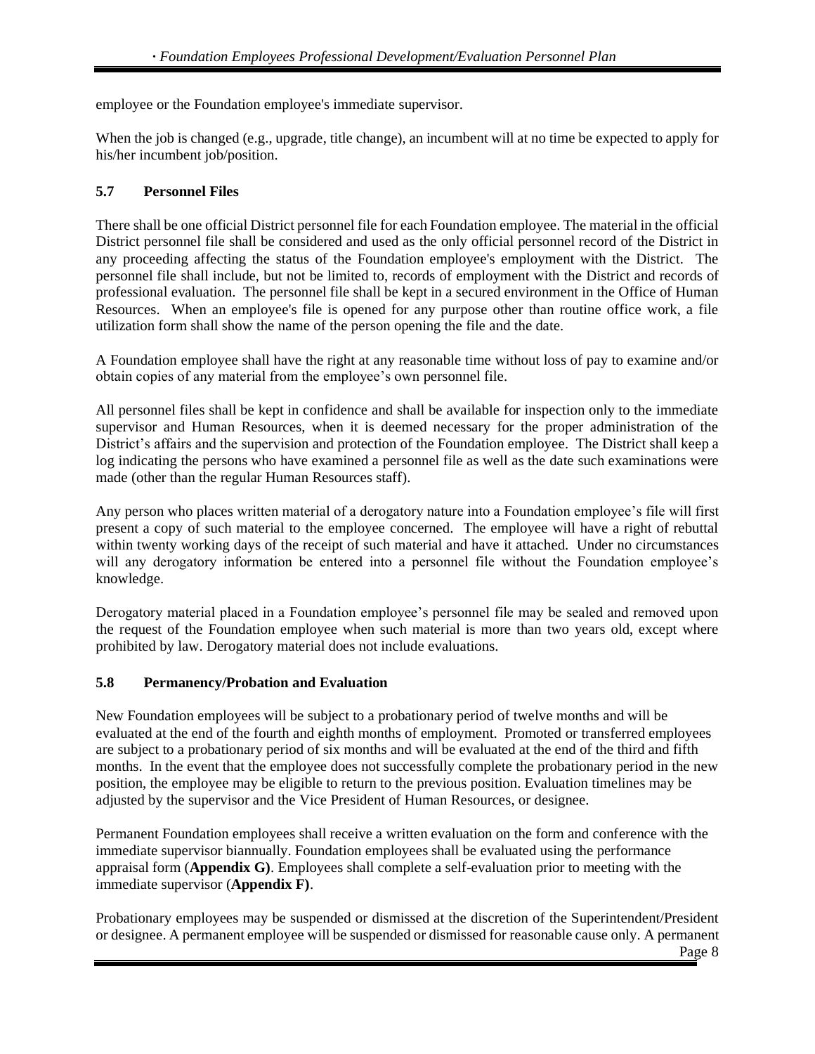employee or the Foundation employee's immediate supervisor.

When the job is changed (e.g., upgrade, title change), an incumbent will at no time be expected to apply for his/her incumbent job/position.

### 5.7 Personnel Files

There shall be one official District personnel file for each Foundation employee. The material in the official District personnel file shall be considered and used as the only official personnel record of the District in any proceeding affecting the status of the Foundation employee's employment with the District. The personnel file shall include, but not be limited to, records of employment with the District and records of professional evaluation. The personnel file shall be kept in a secured environment in the Office of Human Resources. When an employee's file is opened for any purpose other than routine office work, a file utilization form shall show the name of the person opening the file and the date.

A Foundation employee shall have the right at any reasonable time without loss of pay to examine and/or obtain copies of any material from the employee's own personnel file.

All personnel files shall be kept in confidence and shall be available for inspection only to the immediate supervisor and Human Resources, when it is deemed necessary for the proper administration of the District's affairs and the supervision and protection of the Foundation employee. The District shall keep a log indicating the persons who have examined a personnel file as well as the date such examinations were made (other than the regular Human Resources staff).

Any person who places written material of a derogatory nature into a Foundation employee's file will first present a copy of such material to the employee concerned. The employee will have a right of rebuttal within twenty working days of the receipt of such material and have it attached. Under no circumstances will any derogatory information be entered into a personnel file without the Foundation employee's knowledge.

Derogatory material placed in a Foundation employee's personnel file may be sealed and removed upon the request of the Foundation employee when such material is more than two years old, except where prohibited by law. Derogatory material does not include evaluations.

### 5.8 Permanency/Probation and Evaluation

New Foundation employees will be subject to a probationary period of twelve months and will be evaluated at the end of the fourth and eighth months of employment. Promoted or transferred employees are subject to a probationary period of six months and will be evaluated at the end of the third and fifth months. In the event that the employee does not successfully complete the probationary period in the new position, the employee may be eligible to return to the previous position. Evaluation timelines may be adjusted by the supervisor and the Vice President of Human Resources, or designee.

Permanent Foundation employees shall receive a written evaluation on the form and conference with the immediate supervisor biannually. Foundation employees shall be evaluated using the performance appraisal form (**Appendix G)**. Employees shall complete a self-evaluation prior to meeting with the immediate supervisor (**Appendix F)**.

Probationary employees may be suspended or dismissed at the discretion of the Superintendent/President or designee. A permanent employee will be suspended or dismissed for reasonable cause only. A permanent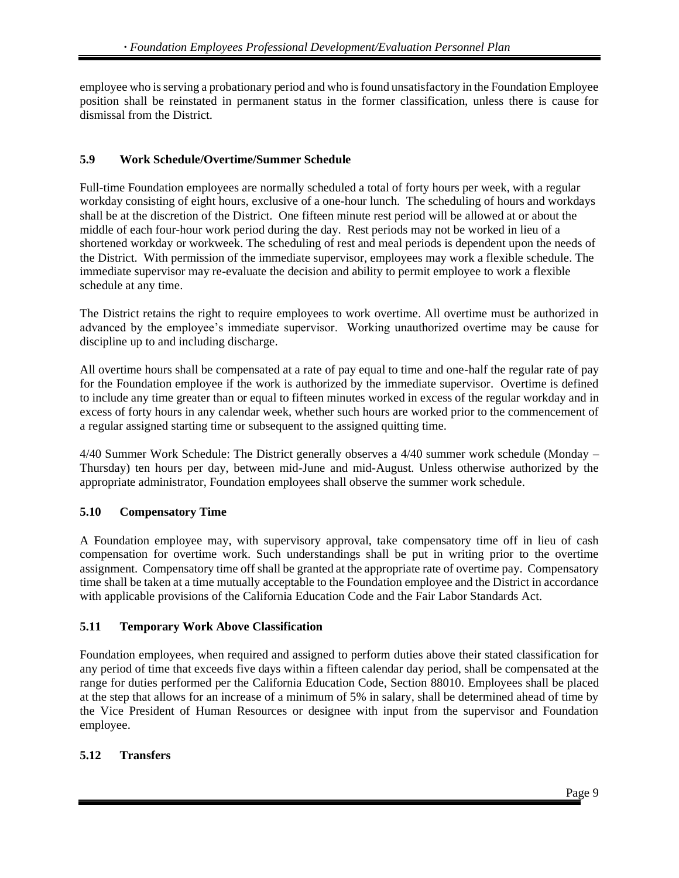employee who is serving a probationary period and who is found unsatisfactory in the Foundation Employee position shall be reinstated in permanent status in the former classification, unless there is cause for dismissal from the District.

### 5.9 Work Schedule/Overtime/Summer Schedule

Full-time Foundation employees are normally scheduled a total of forty hours per week, with a regular workday consisting of eight hours, exclusive of a one-hour lunch. The scheduling of hours and workdays shall be at the discretion of the District. One fifteen minute rest period will be allowed at or about the middle of each four-hour work period during the day. Rest periods may not be worked in lieu of a shortened workday or workweek. The scheduling of rest and meal periods is dependent upon the needs of the District. With permission of the immediate supervisor, employees may work a flexible schedule. The immediate supervisor may re-evaluate the decision and ability to permit employee to work a flexible schedule at any time.

The District retains the right to require employees to work overtime. All overtime must be authorized in advanced by the employee's immediate supervisor. Working unauthorized overtime may be cause for discipline up to and including discharge.

All overtime hours shall be compensated at a rate of pay equal to time and one-half the regular rate of pay for the Foundation employee if the work is authorized by the immediate supervisor. Overtime is defined to include any time greater than or equal to fifteen minutes worked in excess of the regular workday and in excess of forty hours in any calendar week, whether such hours are worked prior to the commencement of a regular assigned starting time or subsequent to the assigned quitting time.

4/40 Summer Work Schedule: The District generally observes a 4/40 summer work schedule (Monday – Thursday) ten hours per day, between mid-June and mid-August. Unless otherwise authorized by the appropriate administrator, Foundation employees shall observe the summer work schedule.

### 5.10 Compensatory Time

A Foundation employee may, with supervisory approval, take compensatory time off in lieu of cash compensation for overtime work. Such understandings shall be put in writing prior to the overtime assignment. Compensatory time off shall be granted at the appropriate rate of overtime pay. Compensatory time shall be taken at a time mutually acceptable to the Foundation employee and the District in accordance with applicable provisions of the California Education Code and the Fair Labor Standards Act.

### 5.11 Temporary Work Above Classification

Foundation employees, when required and assigned to perform duties above their stated classification for any period of time that exceeds five days within a fifteen calendar day period, shall be compensated at the range for duties performed per the California Education Code, Section 88010. Employees shall be placed at the step that allows for an increase of a minimum of 5% in salary, shall be determined ahead of time by the Vice President of Human Resources or designee with input from the supervisor and Foundation employee.

### 5.12 Transfers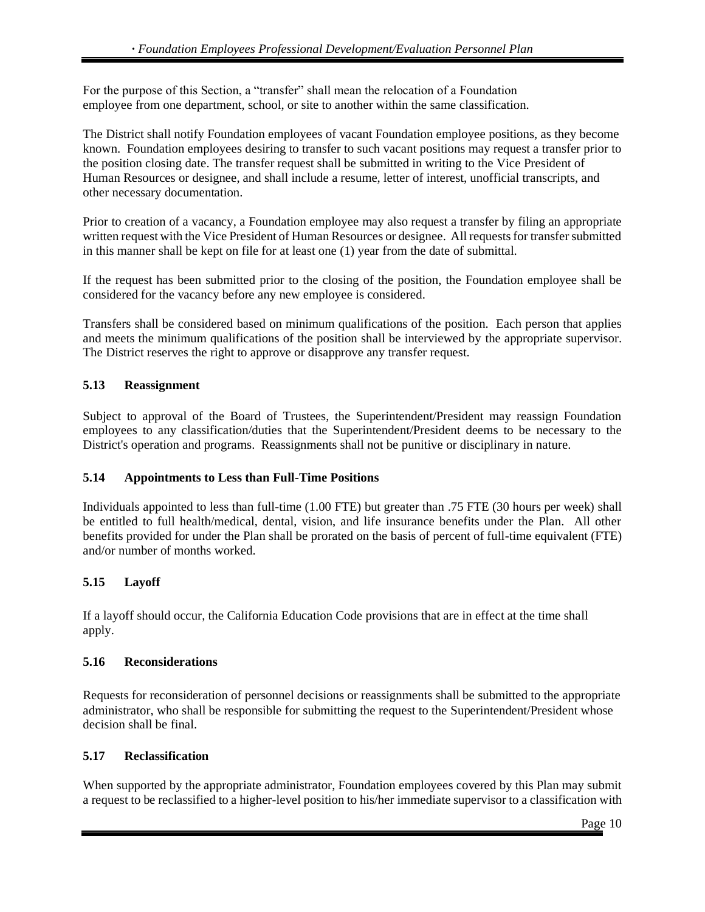For the purpose of this Section, a "transfer" shall mean the relocation of a Foundation employee from one department, school, or site to another within the same classification.

The District shall notify Foundation employees of vacant Foundation employee positions, as they become known. Foundation employees desiring to transfer to such vacant positions may request a transfer prior to the position closing date. The transfer request shall be submitted in writing to the Vice President of Human Resources or designee, and shall include a resume, letter of interest, unofficial transcripts, and other necessary documentation.

Prior to creation of a vacancy, a Foundation employee may also request a transfer by filing an appropriate written request with the Vice President of Human Resources or designee. All requests for transfer submitted in this manner shall be kept on file for at least one (1) year from the date of submittal.

If the request has been submitted prior to the closing of the position, the Foundation employee shall be considered for the vacancy before any new employee is considered.

Transfers shall be considered based on minimum qualifications of the position. Each person that applies and meets the minimum qualifications of the position shall be interviewed by the appropriate supervisor. The District reserves the right to approve or disapprove any transfer request.

### 5.13 Reassignment

Subject to approval of the Board of Trustees, the Superintendent/President may reassign Foundation employees to any classification/duties that the Superintendent/President deems to be necessary to the District's operation and programs. Reassignments shall not be punitive or disciplinary in nature.

### 5.14 Appointments to Less than Full-Time Positions

Individuals appointed to less than full-time (1.00 FTE) but greater than .75 FTE (30 hours per week) shall be entitled to full health/medical, dental, vision, and life insurance benefits under the Plan. All other benefits provided for under the Plan shall be prorated on the basis of percent of full-time equivalent (FTE) and/or number of months worked.

### 5.15 Layoff

If a layoff should occur, the California Education Code provisions that are in effect at the time shall apply.

### 5.16 Reconsiderations

Requests for reconsideration of personnel decisions or reassignments shall be submitted to the appropriate administrator, who shall be responsible for submitting the request to the Superintendent/President whose decision shall be final.

### 5.17 Reclassification

When supported by the appropriate administrator, Foundation employees covered by this Plan may submit a request to be reclassified to a higher-level position to his/her immediate supervisor to a classification with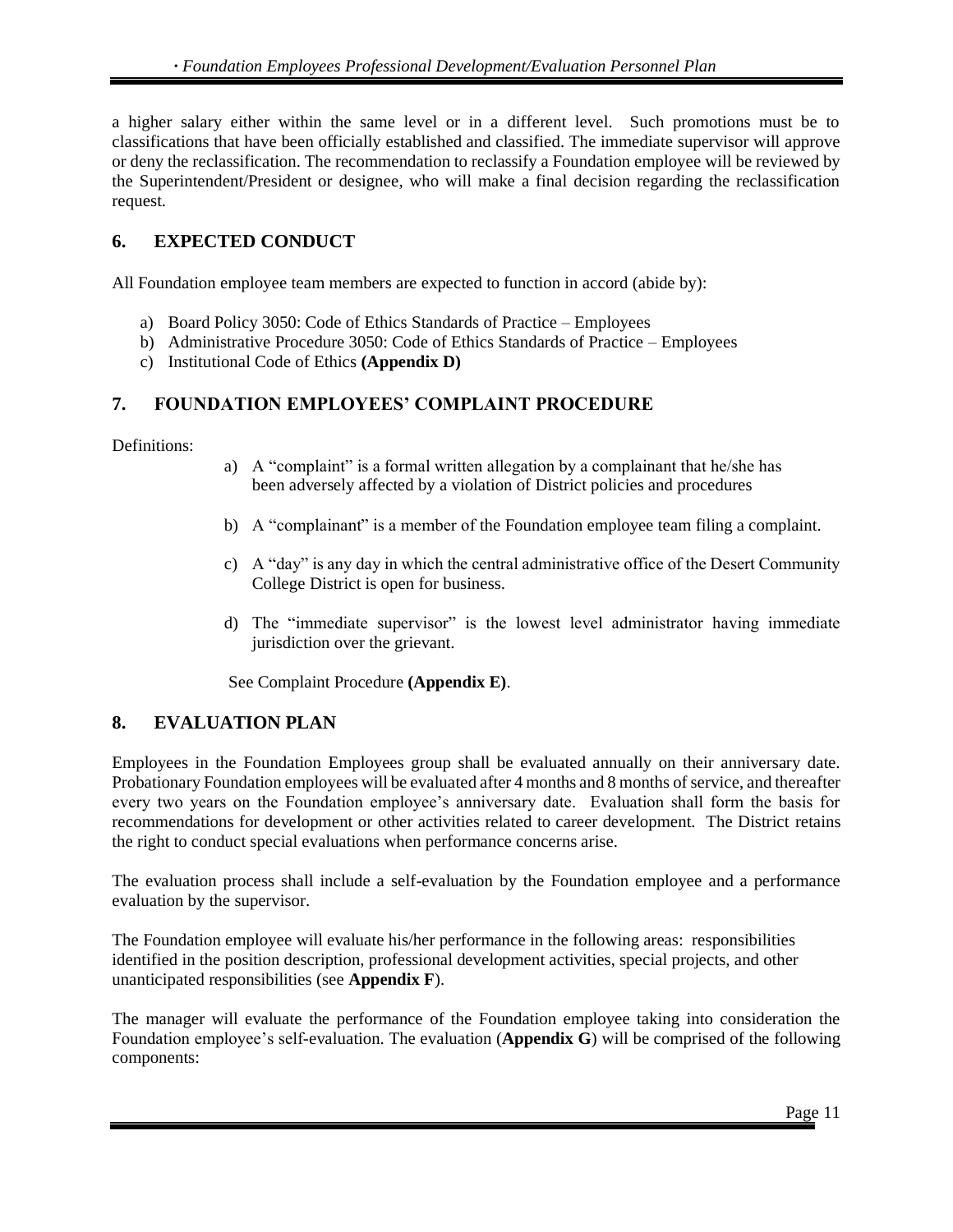a higher salary either within the same level or in a different level. Such promotions must be to classifications that have been officially established and classified. The immediate supervisor will approve or deny the reclassification. The recommendation to reclassify a Foundation employee will be reviewed by the Superintendent/President or designee, who will make a final decision regarding the reclassification request.

## 6. EXPECTED CONDUCT

All Foundation employee team members are expected to function in accord (abide by):

a) Board Policy 3050: Code of Ethics Standards of Practice – Employees
b) Administrative Procedure 3050: Code of Ethics Standards of Practice – Employees
c) Institutional Code of Ethics **(Appendix D)**

## 7. FOUNDATION EMPLOYEES' COMPLAINT PROCEDURE

Definitions:

a) A "complaint" is a formal written allegation by a complainant that he/she has been adversely affected by a violation of District policies and procedures

b) A "complainant" is a member of the Foundation employee team filing a complaint.

c) A "day" is any day in which the central administrative office of the Desert Community College District is open for business.

d) The "immediate supervisor" is the lowest level administrator having immediate jurisdiction over the grievant.

See Complaint Procedure **(Appendix E)**.

## 8. EVALUATION PLAN

Employees in the Foundation Employees group shall be evaluated annually on their anniversary date. Probationary Foundation employees will be evaluated after 4 months and 8 months of service, and thereafter every two years on the Foundation employee's anniversary date. Evaluation shall form the basis for recommendations for development or other activities related to career development. The District retains the right to conduct special evaluations when performance concerns arise.

The evaluation process shall include a self-evaluation by the Foundation employee and a performance evaluation by the supervisor.

The Foundation employee will evaluate his/her performance in the following areas: responsibilities identified in the position description, professional development activities, special projects, and other unanticipated responsibilities (see **Appendix F**).

The manager will evaluate the performance of the Foundation employee taking into consideration the Foundation employee's self-evaluation. The evaluation (**Appendix G**) will be comprised of the following components: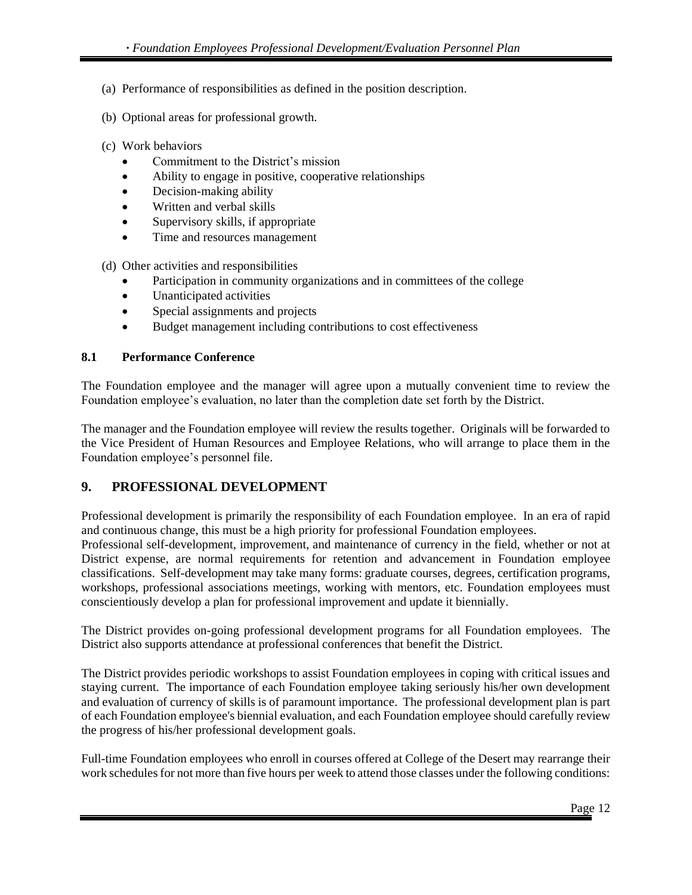(a) Performance of responsibilities as defined in the position description.

(b) Optional areas for professional growth.

(c) Work behaviors
- Commitment to the District's mission
- Ability to engage in positive, cooperative relationships
- Decision-making ability
- Written and verbal skills
- Supervisory skills, if appropriate
- Time and resources management

(d) Other activities and responsibilities
- Participation in community organizations and in committees of the college
- Unanticipated activities
- Special assignments and projects
- Budget management including contributions to cost effectiveness

### 8.1 Performance Conference

The Foundation employee and the manager will agree upon a mutually convenient time to review the Foundation employee's evaluation, no later than the completion date set forth by the District.

The manager and the Foundation employee will review the results together. Originals will be forwarded to the Vice President of Human Resources and Employee Relations, who will arrange to place them in the Foundation employee's personnel file.

## 9. PROFESSIONAL DEVELOPMENT

Professional development is primarily the responsibility of each Foundation employee. In an era of rapid and continuous change, this must be a high priority for professional Foundation employees.
Professional self-development, improvement, and maintenance of currency in the field, whether or not at District expense, are normal requirements for retention and advancement in Foundation employee classifications. Self-development may take many forms: graduate courses, degrees, certification programs, workshops, professional associations meetings, working with mentors, etc. Foundation employees must conscientiously develop a plan for professional improvement and update it biennially.

The District provides on-going professional development programs for all Foundation employees. The District also supports attendance at professional conferences that benefit the District.

The District provides periodic workshops to assist Foundation employees in coping with critical issues and staying current. The importance of each Foundation employee taking seriously his/her own development and evaluation of currency of skills is of paramount importance. The professional development plan is part of each Foundation employee's biennial evaluation, and each Foundation employee should carefully review the progress of his/her professional development goals.

Full-time Foundation employees who enroll in courses offered at College of the Desert may rearrange their work schedules for not more than five hours per week to attend those classes under the following conditions: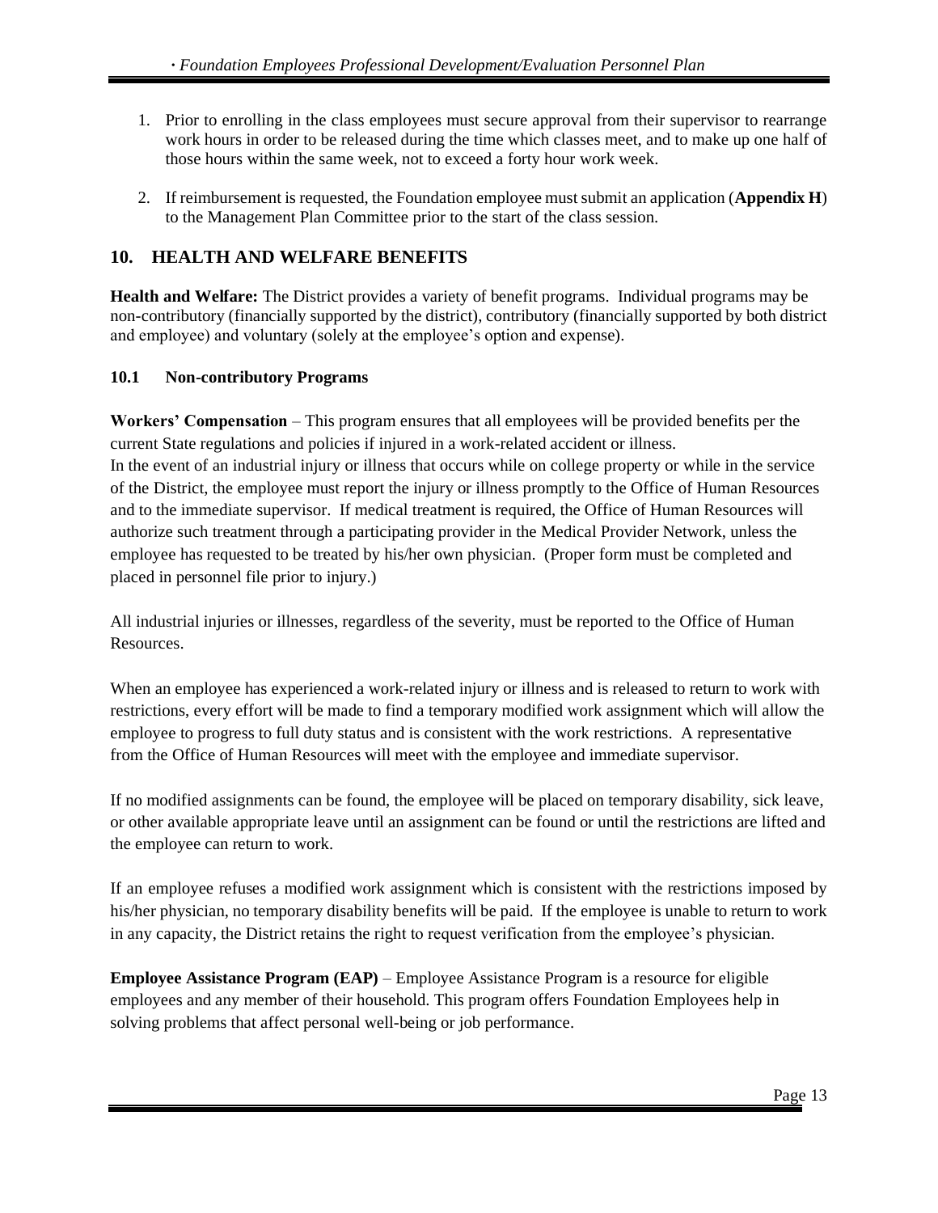1. Prior to enrolling in the class employees must secure approval from their supervisor to rearrange work hours in order to be released during the time which classes meet, and to make up one half of those hours within the same week, not to exceed a forty hour work week.

2. If reimbursement is requested, the Foundation employee must submit an application (**Appendix H**) to the Management Plan Committee prior to the start of the class session.

## 10. HEALTH AND WELFARE BENEFITS

**Health and Welfare:** The District provides a variety of benefit programs. Individual programs may be non-contributory (financially supported by the district), contributory (financially supported by both district and employee) and voluntary (solely at the employee's option and expense).

### 10.1 Non-contributory Programs

**Workers' Compensation** – This program ensures that all employees will be provided benefits per the current State regulations and policies if injured in a work-related accident or illness.
In the event of an industrial injury or illness that occurs while on college property or while in the service of the District, the employee must report the injury or illness promptly to the Office of Human Resources and to the immediate supervisor. If medical treatment is required, the Office of Human Resources will authorize such treatment through a participating provider in the Medical Provider Network, unless the employee has requested to be treated by his/her own physician. (Proper form must be completed and placed in personnel file prior to injury.)

All industrial injuries or illnesses, regardless of the severity, must be reported to the Office of Human Resources.

When an employee has experienced a work-related injury or illness and is released to return to work with restrictions, every effort will be made to find a temporary modified work assignment which will allow the employee to progress to full duty status and is consistent with the work restrictions. A representative from the Office of Human Resources will meet with the employee and immediate supervisor.

If no modified assignments can be found, the employee will be placed on temporary disability, sick leave, or other available appropriate leave until an assignment can be found or until the restrictions are lifted and the employee can return to work.

If an employee refuses a modified work assignment which is consistent with the restrictions imposed by his/her physician, no temporary disability benefits will be paid. If the employee is unable to return to work in any capacity, the District retains the right to request verification from the employee's physician.

**Employee Assistance Program (EAP)** – Employee Assistance Program is a resource for eligible employees and any member of their household. This program offers Foundation Employees help in solving problems that affect personal well-being or job performance.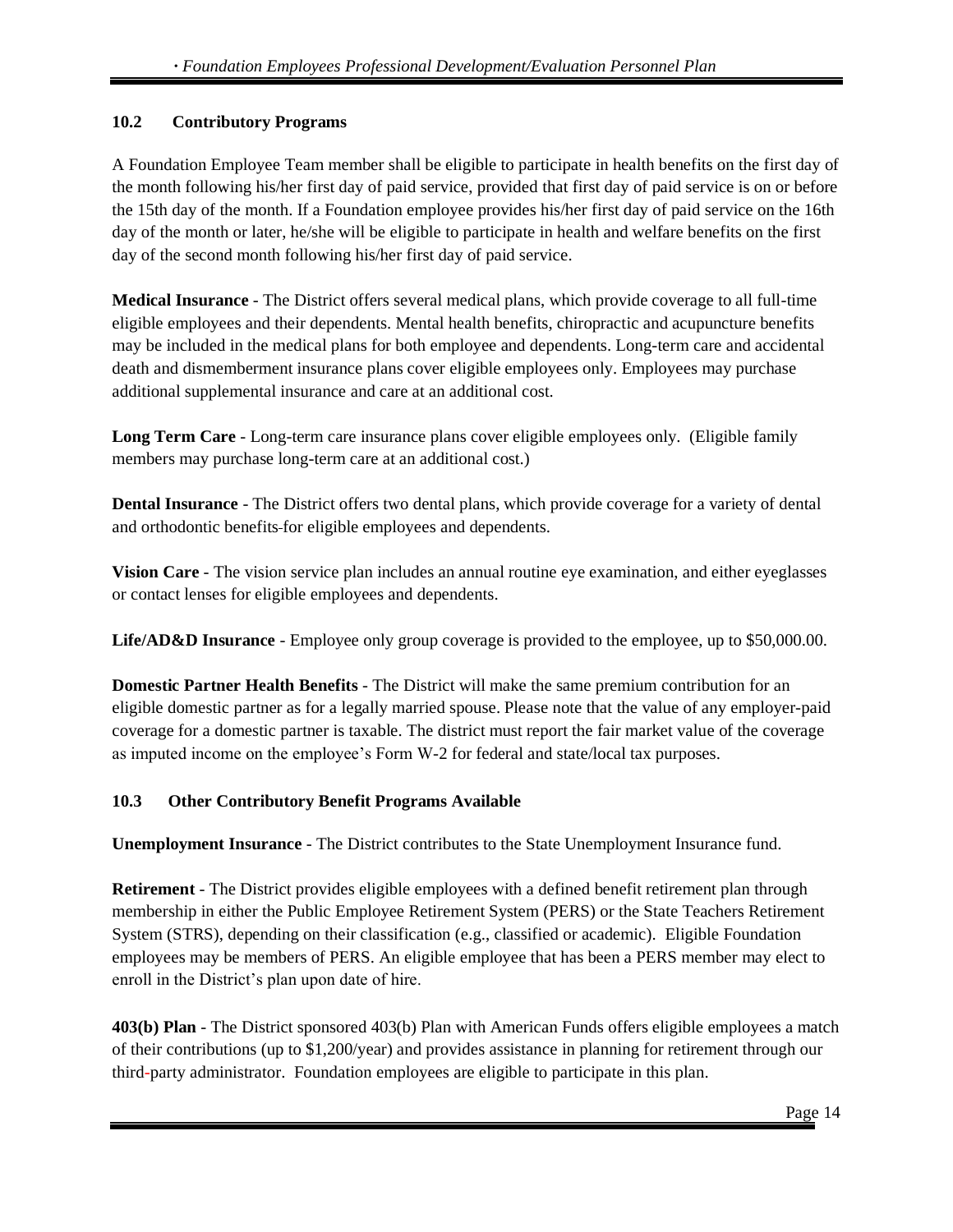### 10.2 Contributory Programs

A Foundation Employee Team member shall be eligible to participate in health benefits on the first day of the month following his/her first day of paid service, provided that first day of paid service is on or before the 15th day of the month. If a Foundation employee provides his/her first day of paid service on the 16th day of the month or later, he/she will be eligible to participate in health and welfare benefits on the first day of the second month following his/her first day of paid service.

**Medical Insurance** - The District offers several medical plans, which provide coverage to all full-time eligible employees and their dependents. Mental health benefits, chiropractic and acupuncture benefits may be included in the medical plans for both employee and dependents. Long-term care and accidental death and dismemberment insurance plans cover eligible employees only. Employees may purchase additional supplemental insurance and care at an additional cost.

**Long Term Care** - Long-term care insurance plans cover eligible employees only. (Eligible family members may purchase long-term care at an additional cost.)

**Dental Insurance** - The District offers two dental plans, which provide coverage for a variety of dental and orthodontic benefits for eligible employees and dependents.

**Vision Care** - The vision service plan includes an annual routine eye examination, and either eyeglasses or contact lenses for eligible employees and dependents.

**Life/AD&D Insurance** - Employee only group coverage is provided to the employee, up to $50,000.00.

**Domestic Partner Health Benefits** - The District will make the same premium contribution for an eligible domestic partner as for a legally married spouse. Please note that the value of any employer-paid coverage for a domestic partner is taxable. The district must report the fair market value of the coverage as imputed income on the employee's Form W-2 for federal and state/local tax purposes.

### 10.3 Other Contributory Benefit Programs Available

**Unemployment Insurance** - The District contributes to the State Unemployment Insurance fund.

**Retirement** - The District provides eligible employees with a defined benefit retirement plan through membership in either the Public Employee Retirement System (PERS) or the State Teachers Retirement System (STRS), depending on their classification (e.g., classified or academic). Eligible Foundation employees may be members of PERS. An eligible employee that has been a PERS member may elect to enroll in the District's plan upon date of hire.

**403(b) Plan** - The District sponsored 403(b) Plan with American Funds offers eligible employees a match of their contributions (up to $1,200/year) and provides assistance in planning for retirement through our third-party administrator. Foundation employees are eligible to participate in this plan.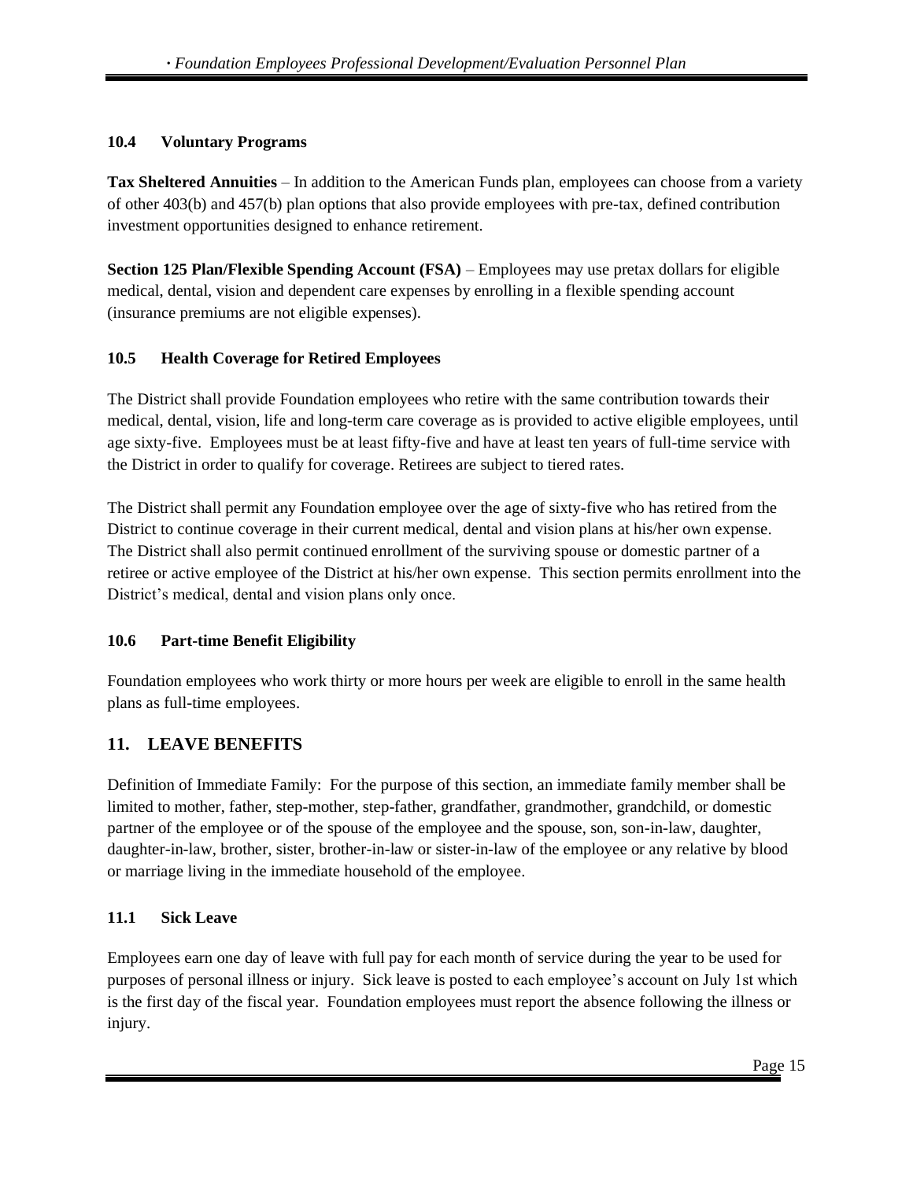### 10.4 Voluntary Programs

**Tax Sheltered Annuities** – In addition to the American Funds plan, employees can choose from a variety of other 403(b) and 457(b) plan options that also provide employees with pre-tax, defined contribution investment opportunities designed to enhance retirement.

**Section 125 Plan/Flexible Spending Account (FSA)** – Employees may use pretax dollars for eligible medical, dental, vision and dependent care expenses by enrolling in a flexible spending account (insurance premiums are not eligible expenses).

### 10.5 Health Coverage for Retired Employees

The District shall provide Foundation employees who retire with the same contribution towards their medical, dental, vision, life and long-term care coverage as is provided to active eligible employees, until age sixty-five. Employees must be at least fifty-five and have at least ten years of full-time service with the District in order to qualify for coverage. Retirees are subject to tiered rates.

The District shall permit any Foundation employee over the age of sixty-five who has retired from the District to continue coverage in their current medical, dental and vision plans at his/her own expense. The District shall also permit continued enrollment of the surviving spouse or domestic partner of a retiree or active employee of the District at his/her own expense. This section permits enrollment into the District's medical, dental and vision plans only once.

### 10.6 Part-time Benefit Eligibility

Foundation employees who work thirty or more hours per week are eligible to enroll in the same health plans as full-time employees.

## 11. LEAVE BENEFITS

Definition of Immediate Family: For the purpose of this section, an immediate family member shall be limited to mother, father, step-mother, step-father, grandfather, grandmother, grandchild, or domestic partner of the employee or of the spouse of the employee and the spouse, son, son-in-law, daughter, daughter-in-law, brother, sister, brother-in-law or sister-in-law of the employee or any relative by blood or marriage living in the immediate household of the employee.

### 11.1 Sick Leave

Employees earn one day of leave with full pay for each month of service during the year to be used for purposes of personal illness or injury. Sick leave is posted to each employee's account on July 1st which is the first day of the fiscal year. Foundation employees must report the absence following the illness or injury.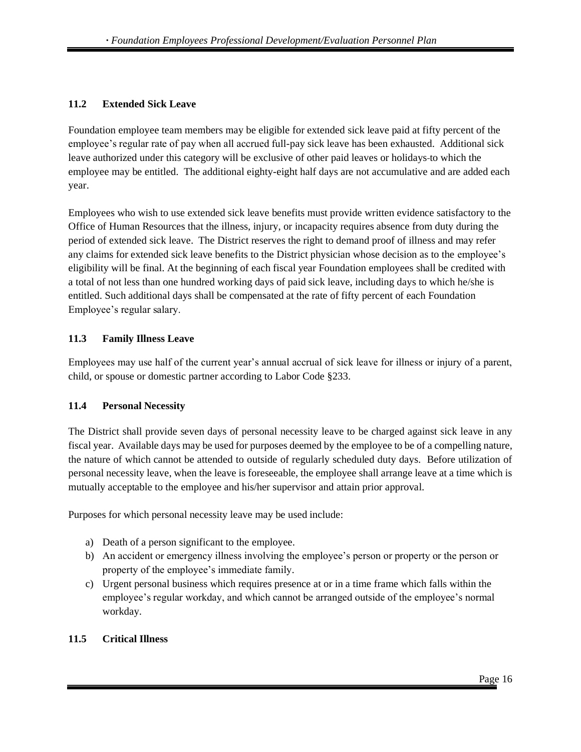### 11.2 Extended Sick Leave

Foundation employee team members may be eligible for extended sick leave paid at fifty percent of the employee's regular rate of pay when all accrued full-pay sick leave has been exhausted. Additional sick leave authorized under this category will be exclusive of other paid leaves or holidays to which the employee may be entitled. The additional eighty-eight half days are not accumulative and are added each year.

Employees who wish to use extended sick leave benefits must provide written evidence satisfactory to the Office of Human Resources that the illness, injury, or incapacity requires absence from duty during the period of extended sick leave. The District reserves the right to demand proof of illness and may refer any claims for extended sick leave benefits to the District physician whose decision as to the employee's eligibility will be final. At the beginning of each fiscal year Foundation employees shall be credited with a total of not less than one hundred working days of paid sick leave, including days to which he/she is entitled. Such additional days shall be compensated at the rate of fifty percent of each Foundation Employee's regular salary.

### 11.3 Family Illness Leave

Employees may use half of the current year's annual accrual of sick leave for illness or injury of a parent, child, or spouse or domestic partner according to Labor Code §233.

### 11.4 Personal Necessity

The District shall provide seven days of personal necessity leave to be charged against sick leave in any fiscal year. Available days may be used for purposes deemed by the employee to be of a compelling nature, the nature of which cannot be attended to outside of regularly scheduled duty days. Before utilization of personal necessity leave, when the leave is foreseeable, the employee shall arrange leave at a time which is mutually acceptable to the employee and his/her supervisor and attain prior approval.

Purposes for which personal necessity leave may be used include:

a) Death of a person significant to the employee.
b) An accident or emergency illness involving the employee's person or property or the person or property of the employee's immediate family.
c) Urgent personal business which requires presence at or in a time frame which falls within the employee's regular workday, and which cannot be arranged outside of the employee's normal workday.

### 11.5 Critical Illness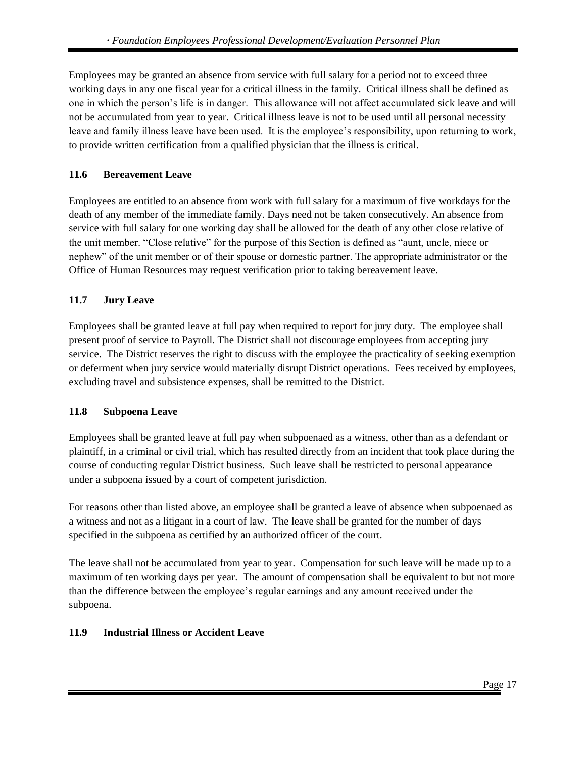Employees may be granted an absence from service with full salary for a period not to exceed three working days in any one fiscal year for a critical illness in the family. Critical illness shall be defined as one in which the person's life is in danger. This allowance will not affect accumulated sick leave and will not be accumulated from year to year. Critical illness leave is not to be used until all personal necessity leave and family illness leave have been used. It is the employee's responsibility, upon returning to work, to provide written certification from a qualified physician that the illness is critical.

### 11.6 Bereavement Leave

Employees are entitled to an absence from work with full salary for a maximum of five workdays for the death of any member of the immediate family. Days need not be taken consecutively. An absence from service with full salary for one working day shall be allowed for the death of any other close relative of the unit member. "Close relative" for the purpose of this Section is defined as "aunt, uncle, niece or nephew" of the unit member or of their spouse or domestic partner. The appropriate administrator or the Office of Human Resources may request verification prior to taking bereavement leave.

### 11.7 Jury Leave

Employees shall be granted leave at full pay when required to report for jury duty. The employee shall present proof of service to Payroll. The District shall not discourage employees from accepting jury service. The District reserves the right to discuss with the employee the practicality of seeking exemption or deferment when jury service would materially disrupt District operations. Fees received by employees, excluding travel and subsistence expenses, shall be remitted to the District.

### 11.8 Subpoena Leave

Employees shall be granted leave at full pay when subpoenaed as a witness, other than as a defendant or plaintiff, in a criminal or civil trial, which has resulted directly from an incident that took place during the course of conducting regular District business. Such leave shall be restricted to personal appearance under a subpoena issued by a court of competent jurisdiction.

For reasons other than listed above, an employee shall be granted a leave of absence when subpoenaed as a witness and not as a litigant in a court of law. The leave shall be granted for the number of days specified in the subpoena as certified by an authorized officer of the court.

The leave shall not be accumulated from year to year. Compensation for such leave will be made up to a maximum of ten working days per year. The amount of compensation shall be equivalent to but not more than the difference between the employee's regular earnings and any amount received under the subpoena.

### 11.9 Industrial Illness or Accident Leave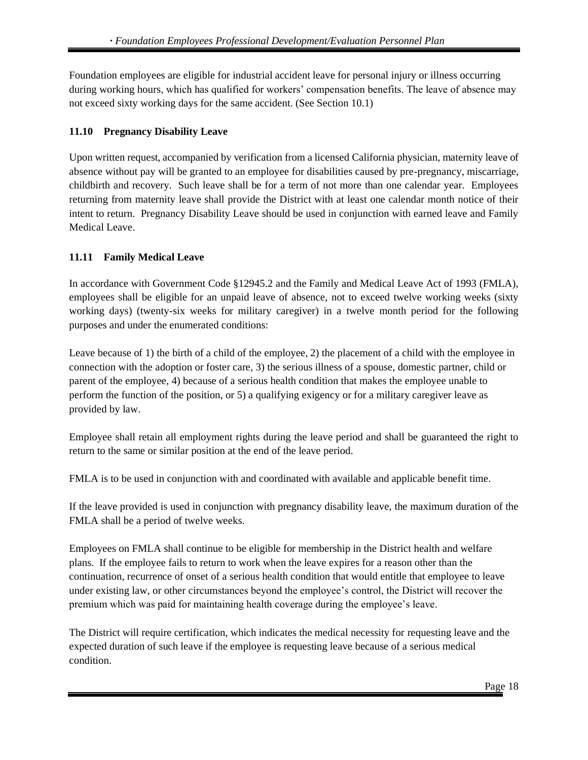Foundation employees are eligible for industrial accident leave for personal injury or illness occurring during working hours, which has qualified for workers' compensation benefits. The leave of absence may not exceed sixty working days for the same accident. (See Section 10.1)

### 11.10 Pregnancy Disability Leave

Upon written request, accompanied by verification from a licensed California physician, maternity leave of absence without pay will be granted to an employee for disabilities caused by pre-pregnancy, miscarriage, childbirth and recovery. Such leave shall be for a term of not more than one calendar year. Employees returning from maternity leave shall provide the District with at least one calendar month notice of their intent to return. Pregnancy Disability Leave should be used in conjunction with earned leave and Family Medical Leave.

### 11.11 Family Medical Leave

In accordance with Government Code §12945.2 and the Family and Medical Leave Act of 1993 (FMLA), employees shall be eligible for an unpaid leave of absence, not to exceed twelve working weeks (sixty working days) (twenty-six weeks for military caregiver) in a twelve month period for the following purposes and under the enumerated conditions:

Leave because of 1) the birth of a child of the employee, 2) the placement of a child with the employee in connection with the adoption or foster care, 3) the serious illness of a spouse, domestic partner, child or parent of the employee, 4) because of a serious health condition that makes the employee unable to perform the function of the position, or 5) a qualifying exigency or for a military caregiver leave as provided by law.

Employee shall retain all employment rights during the leave period and shall be guaranteed the right to return to the same or similar position at the end of the leave period.

FMLA is to be used in conjunction with and coordinated with available and applicable benefit time.

If the leave provided is used in conjunction with pregnancy disability leave, the maximum duration of the FMLA shall be a period of twelve weeks.

Employees on FMLA shall continue to be eligible for membership in the District health and welfare plans. If the employee fails to return to work when the leave expires for a reason other than the continuation, recurrence of onset of a serious health condition that would entitle that employee to leave under existing law, or other circumstances beyond the employee's control, the District will recover the premium which was paid for maintaining health coverage during the employee's leave.

The District will require certification, which indicates the medical necessity for requesting leave and the expected duration of such leave if the employee is requesting leave because of a serious medical condition.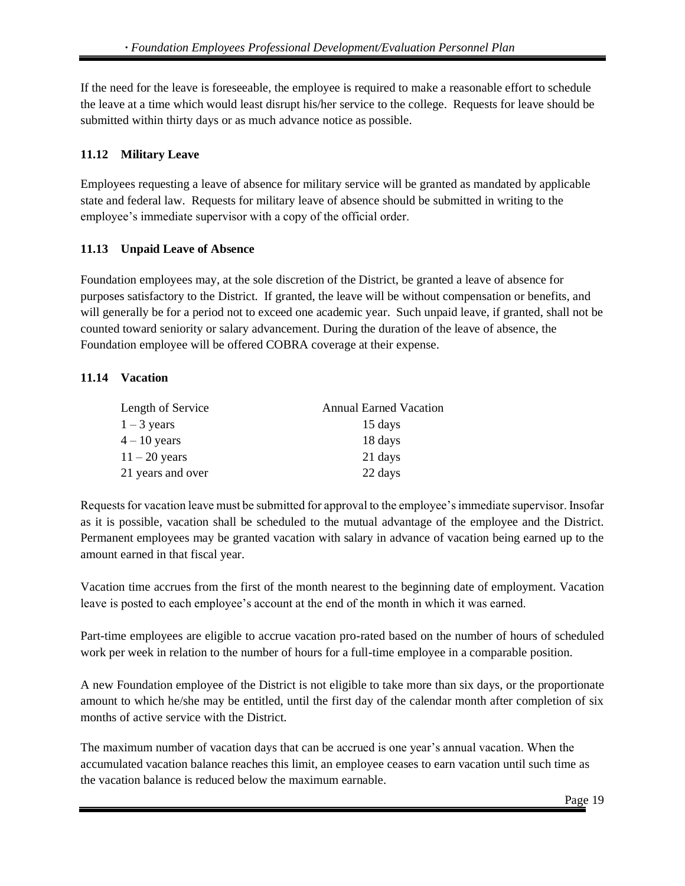If the need for the leave is foreseeable, the employee is required to make a reasonable effort to schedule the leave at a time which would least disrupt his/her service to the college. Requests for leave should be submitted within thirty days or as much advance notice as possible.

### 11.12 Military Leave

Employees requesting a leave of absence for military service will be granted as mandated by applicable state and federal law. Requests for military leave of absence should be submitted in writing to the employee's immediate supervisor with a copy of the official order.

### 11.13 Unpaid Leave of Absence

Foundation employees may, at the sole discretion of the District, be granted a leave of absence for purposes satisfactory to the District. If granted, the leave will be without compensation or benefits, and will generally be for a period not to exceed one academic year. Such unpaid leave, if granted, shall not be counted toward seniority or salary advancement. During the duration of the leave of absence, the Foundation employee will be offered COBRA coverage at their expense.

### 11.14 Vacation

| Length of Service | Annual Earned Vacation |
|---|---|
| 1 – 3 years | 15 days |
| 4 – 10 years | 18 days |
| 11 – 20 years | 21 days |
| 21 years and over | 22 days |

Requests for vacation leave must be submitted for approval to the employee's immediate supervisor. Insofar as it is possible, vacation shall be scheduled to the mutual advantage of the employee and the District. Permanent employees may be granted vacation with salary in advance of vacation being earned up to the amount earned in that fiscal year.

Vacation time accrues from the first of the month nearest to the beginning date of employment. Vacation leave is posted to each employee's account at the end of the month in which it was earned.

Part-time employees are eligible to accrue vacation pro-rated based on the number of hours of scheduled work per week in relation to the number of hours for a full-time employee in a comparable position.

A new Foundation employee of the District is not eligible to take more than six days, or the proportionate amount to which he/she may be entitled, until the first day of the calendar month after completion of six months of active service with the District.

The maximum number of vacation days that can be accrued is one year's annual vacation. When the accumulated vacation balance reaches this limit, an employee ceases to earn vacation until such time as the vacation balance is reduced below the maximum earnable.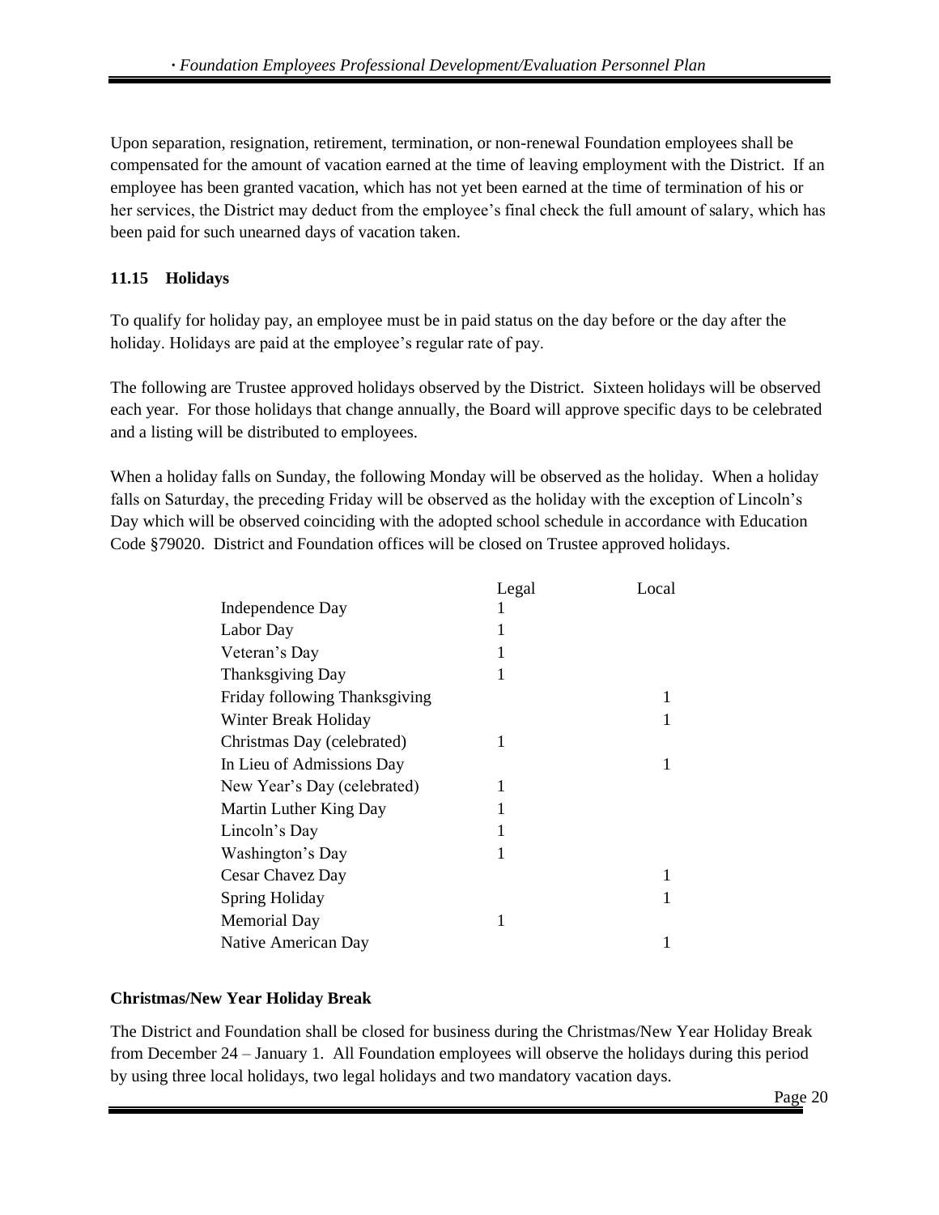Upon separation, resignation, retirement, termination, or non-renewal Foundation employees shall be compensated for the amount of vacation earned at the time of leaving employment with the District. If an employee has been granted vacation, which has not yet been earned at the time of termination of his or her services, the District may deduct from the employee's final check the full amount of salary, which has been paid for such unearned days of vacation taken.

### 11.15 Holidays

To qualify for holiday pay, an employee must be in paid status on the day before or the day after the holiday. Holidays are paid at the employee's regular rate of pay.

The following are Trustee approved holidays observed by the District. Sixteen holidays will be observed each year. For those holidays that change annually, the Board will approve specific days to be celebrated and a listing will be distributed to employees.

When a holiday falls on Sunday, the following Monday will be observed as the holiday. When a holiday falls on Saturday, the preceding Friday will be observed as the holiday with the exception of Lincoln's Day which will be observed coinciding with the adopted school schedule in accordance with Education Code §79020. District and Foundation offices will be closed on Trustee approved holidays.

| | Legal | Local |
|---|---|---|
| Independence Day | 1 | |
| Labor Day | 1 | |
| Veteran's Day | 1 | |
| Thanksgiving Day | 1 | |
| Friday following Thanksgiving | | 1 |
| Winter Break Holiday | | 1 |
| Christmas Day (celebrated) | 1 | |
| In Lieu of Admissions Day | | 1 |
| New Year's Day (celebrated) | 1 | |
| Martin Luther King Day | 1 | |
| Lincoln's Day | 1 | |
| Washington's Day | 1 | |
| Cesar Chavez Day | | 1 |
| Spring Holiday | | 1 |
| Memorial Day | 1 | |
| Native American Day | | 1 |

**Christmas/New Year Holiday Break**

The District and Foundation shall be closed for business during the Christmas/New Year Holiday Break from December 24 – January 1. All Foundation employees will observe the holidays during this period by using three local holidays, two legal holidays and two mandatory vacation days.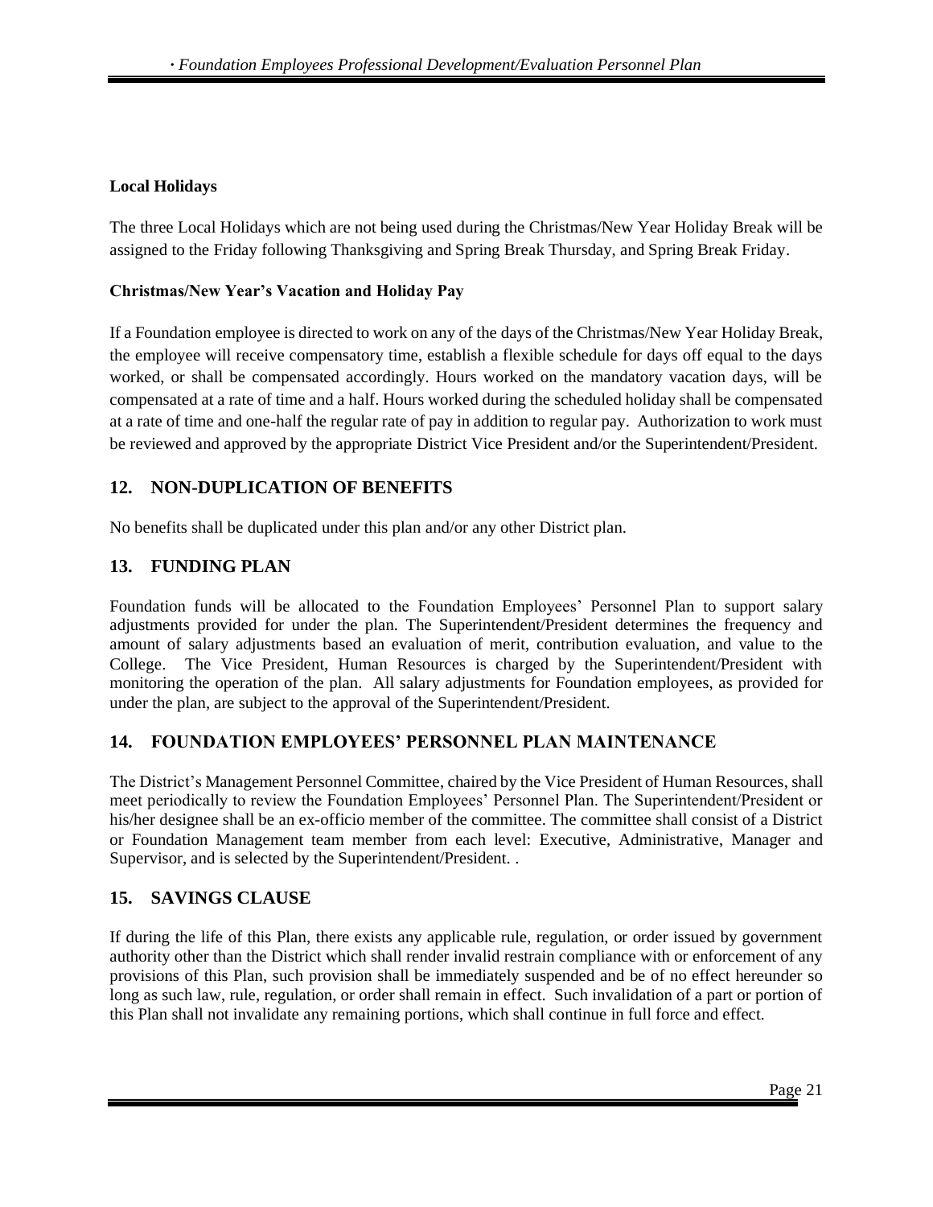### Local Holidays

The three Local Holidays which are not being used during the Christmas/New Year Holiday Break will be assigned to the Friday following Thanksgiving and Spring Break Thursday, and Spring Break Friday.

### Christmas/New Year's Vacation and Holiday Pay

If a Foundation employee is directed to work on any of the days of the Christmas/New Year Holiday Break, the employee will receive compensatory time, establish a flexible schedule for days off equal to the days worked, or shall be compensated accordingly. Hours worked on the mandatory vacation days, will be compensated at a rate of time and a half. Hours worked during the scheduled holiday shall be compensated at a rate of time and one-half the regular rate of pay in addition to regular pay. Authorization to work must be reviewed and approved by the appropriate District Vice President and/or the Superintendent/President.

## 12. NON-DUPLICATION OF BENEFITS

No benefits shall be duplicated under this plan and/or any other District plan.

## 13. FUNDING PLAN

Foundation funds will be allocated to the Foundation Employees' Personnel Plan to support salary adjustments provided for under the plan. The Superintendent/President determines the frequency and amount of salary adjustments based an evaluation of merit, contribution evaluation, and value to the College. The Vice President, Human Resources is charged by the Superintendent/President with monitoring the operation of the plan. All salary adjustments for Foundation employees, as provided for under the plan, are subject to the approval of the Superintendent/President.

## 14. FOUNDATION EMPLOYEES' PERSONNEL PLAN MAINTENANCE

The District's Management Personnel Committee, chaired by the Vice President of Human Resources, shall meet periodically to review the Foundation Employees' Personnel Plan. The Superintendent/President or his/her designee shall be an ex-officio member of the committee. The committee shall consist of a District or Foundation Management team member from each level: Executive, Administrative, Manager and Supervisor, and is selected by the Superintendent/President. .

## 15. SAVINGS CLAUSE

If during the life of this Plan, there exists any applicable rule, regulation, or order issued by government authority other than the District which shall render invalid restrain compliance with or enforcement of any provisions of this Plan, such provision shall be immediately suspended and be of no effect hereunder so long as such law, rule, regulation, or order shall remain in effect. Such invalidation of a part or portion of this Plan shall not invalidate any remaining portions, which shall continue in full force and effect.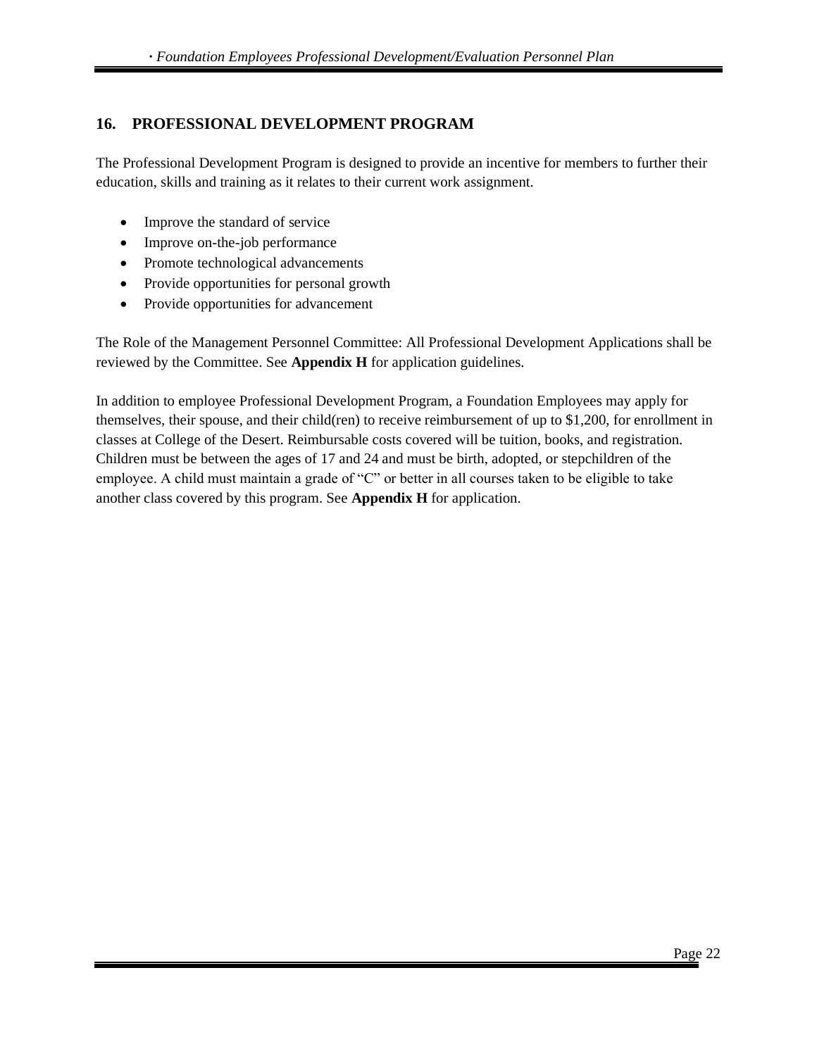## 16. PROFESSIONAL DEVELOPMENT PROGRAM

The Professional Development Program is designed to provide an incentive for members to further their education, skills and training as it relates to their current work assignment.

- Improve the standard of service
- Improve on-the-job performance
- Promote technological advancements
- Provide opportunities for personal growth
- Provide opportunities for advancement

The Role of the Management Personnel Committee: All Professional Development Applications shall be reviewed by the Committee. See **Appendix H** for application guidelines.

In addition to employee Professional Development Program, a Foundation Employees may apply for themselves, their spouse, and their child(ren) to receive reimbursement of up to $1,200, for enrollment in classes at College of the Desert. Reimbursable costs covered will be tuition, books, and registration. Children must be between the ages of 17 and 24 and must be birth, adopted, or stepchildren of the employee. A child must maintain a grade of "C" or better in all courses taken to be eligible to take another class covered by this program. See **Appendix H** for application.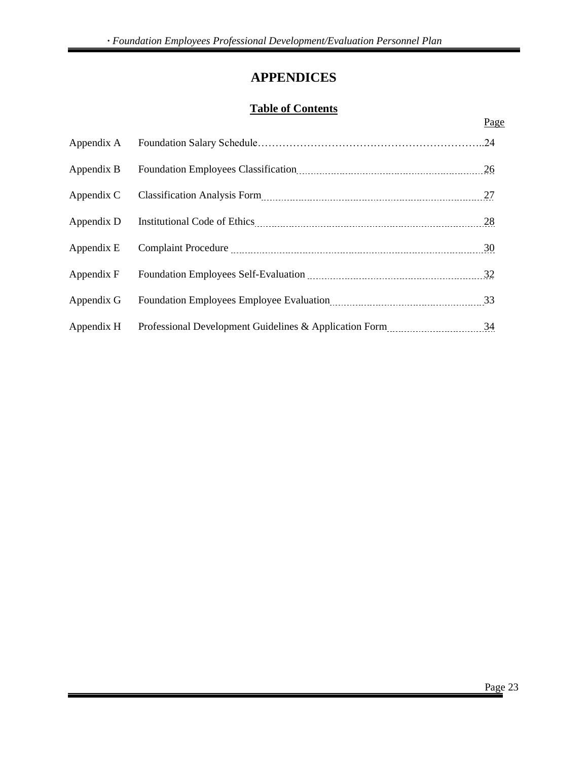# APPENDICES

## Table of Contents

| | | Page |
|---|---|---|
| Appendix A | Foundation Salary Schedule | 24 |
| Appendix B | Foundation Employees Classification | 26 |
| Appendix C | Classification Analysis Form | 27 |
| Appendix D | Institutional Code of Ethics | 28 |
| Appendix E | Complaint Procedure | 30 |
| Appendix F | Foundation Employees Self-Evaluation | 32 |
| Appendix G | Foundation Employees Employee Evaluation | 33 |
| Appendix H | Professional Development Guidelines & Application Form | 34 |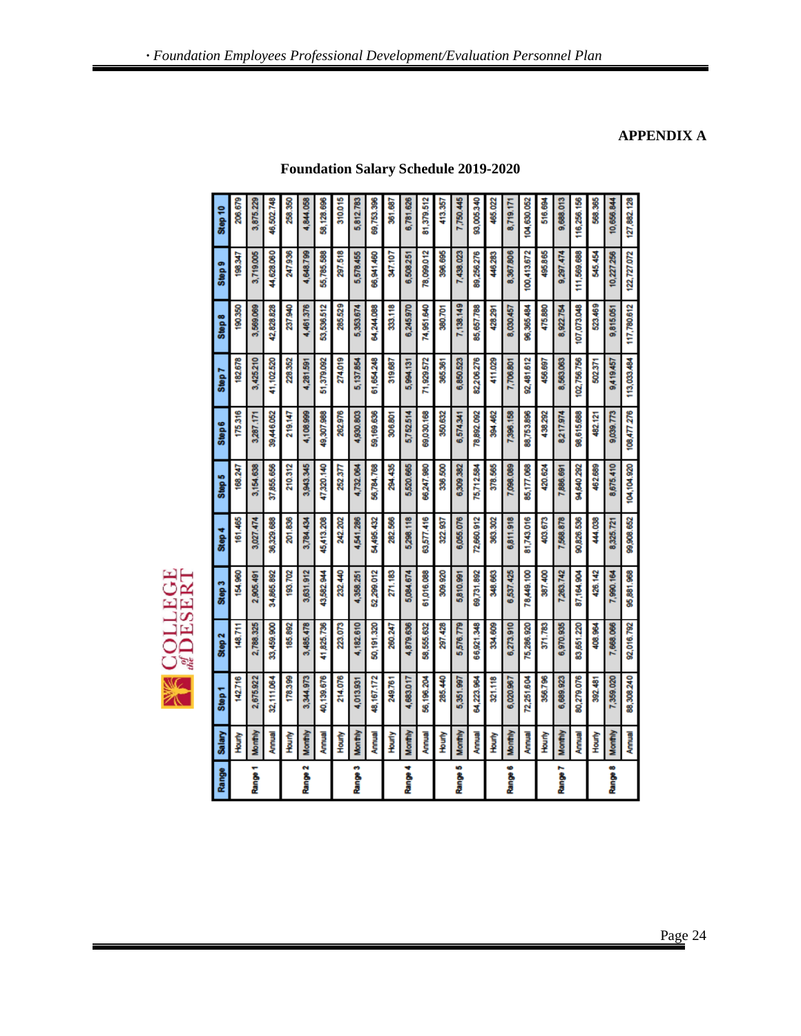## APPENDIX A

### Foundation Salary Schedule 2019-2020

COLLEGE of the DESERT

| Range | Salary | Step 1 | Step 2 | Step 3 | Step 4 | Step 5 | Step 6 | Step 7 | Step 8 | Step 9 | Step 10 |
|---|---|---|---|---|---|---|---|---|---|---|---|
| | Hourly | 142.716 | 148.711 | 154.960 | 161.465 | 168.247 | 175.316 | 182.678 | 190.350 | 198.347 | 206.679 |
| Range 1 | Monthly | 2,675.922 | 2,788.325 | 2,905.491 | 3,027.474 | 3,154.638 | 3,287.171 | 3,425.210 | 3,569.069 | 3,719.005 | 3,875.229 |
| | Annual | 32,111.064 | 33,459.900 | 34,865.892 | 36,329.688 | 37,855.656 | 39,446.052 | 41,102.520 | 42,828.828 | 44,628.060 | 46,502.748 |
| | Hourly | 178.399 | 185.892 | 193.702 | 201.836 | 210.312 | 219.147 | 228.352 | 237.940 | 247.936 | 258.350 |
| Range 2 | Monthly | 3,344.973 | 3,485.478 | 3,631.912 | 3,784.434 | 3,943.345 | 4,108.999 | 4,281.591 | 4,461.376 | 4,648.799 | 4,844.058 |
| | Annual | 40,139.676 | 41,825.736 | 43,582.944 | 45,413.208 | 47,320.140 | 49,307.988 | 51,379.092 | 53,536.512 | 55,785.588 | 58,128.696 |
| | Hourly | 214.076 | 223.073 | 232.440 | 242.202 | 252.377 | 262.976 | 274.019 | 285.529 | 297.518 | 310.015 |
| Range 3 | Monthly | 4,013.931 | 4,182.610 | 4,358.251 | 4,541.286 | 4,732.064 | 4,930.803 | 5,137.854 | 5,353.674 | 5,578.455 | 5,812.783 |
| | Annual | 48,167.172 | 50,191.320 | 52,299.012 | 54,495.432 | 56,784.768 | 59,169.636 | 61,654.248 | 64,244.088 | 66,941.460 | 69,753.396 |
| | Hourly | 249.761 | 260.247 | 271.183 | 282.566 | 294.435 | 306.801 | 319.687 | 333.118 | 347.107 | 361.687 |
| Range 4 | Monthly | 4,683.017 | 4,879.636 | 5,084.674 | 5,298.118 | 5,520.665 | 5,752.514 | 5,994.131 | 6,245.970 | 6,508.251 | 6,781.626 |
| | Annual | 56,196.204 | 58,555.632 | 61,016.088 | 63,577.416 | 66,247.980 | 69,030.168 | 71,929.572 | 74,951.640 | 78,099.012 | 81,379.512 |
| | Hourly | 285.440 | 297.428 | 309.920 | 322.937 | 336.500 | 350.632 | 365.361 | 380.701 | 396.695 | 413.357 |
| Range 5 | Monthly | 5,351.997 | 5,576.779 | 5,810.991 | 6,055.076 | 6,309.382 | 6,574.341 | 6,850.523 | 7,138.149 | 7,438.023 | 7,750.445 |
| | Annual | 64,223.964 | 66,921.348 | 69,731.892 | 72,660.912 | 75,712.584 | 78,892.092 | 82,206.276 | 85,657.788 | 89,256.276 | 93,005.340 |
| | Hourly | 321.118 | 334.609 | 348.663 | 363.302 | 378.565 | 394.462 | 411.029 | 428.291 | 446.283 | 465.022 |
| Range 6 | Monthly | 6,020.967 | 6,273.910 | 6,537.425 | 6,811.918 | 7,098.089 | 7,396.158 | 7,706.801 | 8,030.457 | 8,367.806 | 8,719.171 |
| | Annual | 72,251.604 | 75,286.920 | 78,449.100 | 81,743.016 | 85,177.068 | 88,753.896 | 92,481.612 | 96,365.484 | 100,413.672 | 104,630.052 |
| | Hourly | 356.796 | 371.783 | 387.400 | 403.673 | 420.624 | 438.292 | 456.697 | 475.880 | 495.865 | 516.694 |
| Range 7 | Monthly | 6,689.923 | 6,970.935 | 7,263.742 | 7,568.878 | 7,886.691 | 8,217.974 | 8,563.063 | 8,922.754 | 9,297.474 | 9,688.013 |
| | Annual | 80,279.076 | 83,651.220 | 87,164.904 | 90,826.536 | 94,640.292 | 98,615.688 | 102,756.756 | 107,073.048 | 111,569.688 | 116,256.156 |
| | Hourly | 392.481 | 408.964 | 426.142 | 444.038 | 462.689 | 482.121 | 502.371 | 523.469 | 545.454 | 568.365 |
| Range 8 | Monthly | 7,359.020 | 7,668.066 | 7,990.164 | 8,325.721 | 8,675.410 | 9,039.773 | 9,419.457 | 9,815.051 | 10,227.256 | 10,656.844 |
| | Annual | 88,308.240 | 92,016.792 | 95,881.968 | 99,908.652 | 104,104.920 | 108,477.276 | 113,033.484 | 117,780.612 | 122,727.072 | 127,882.128 |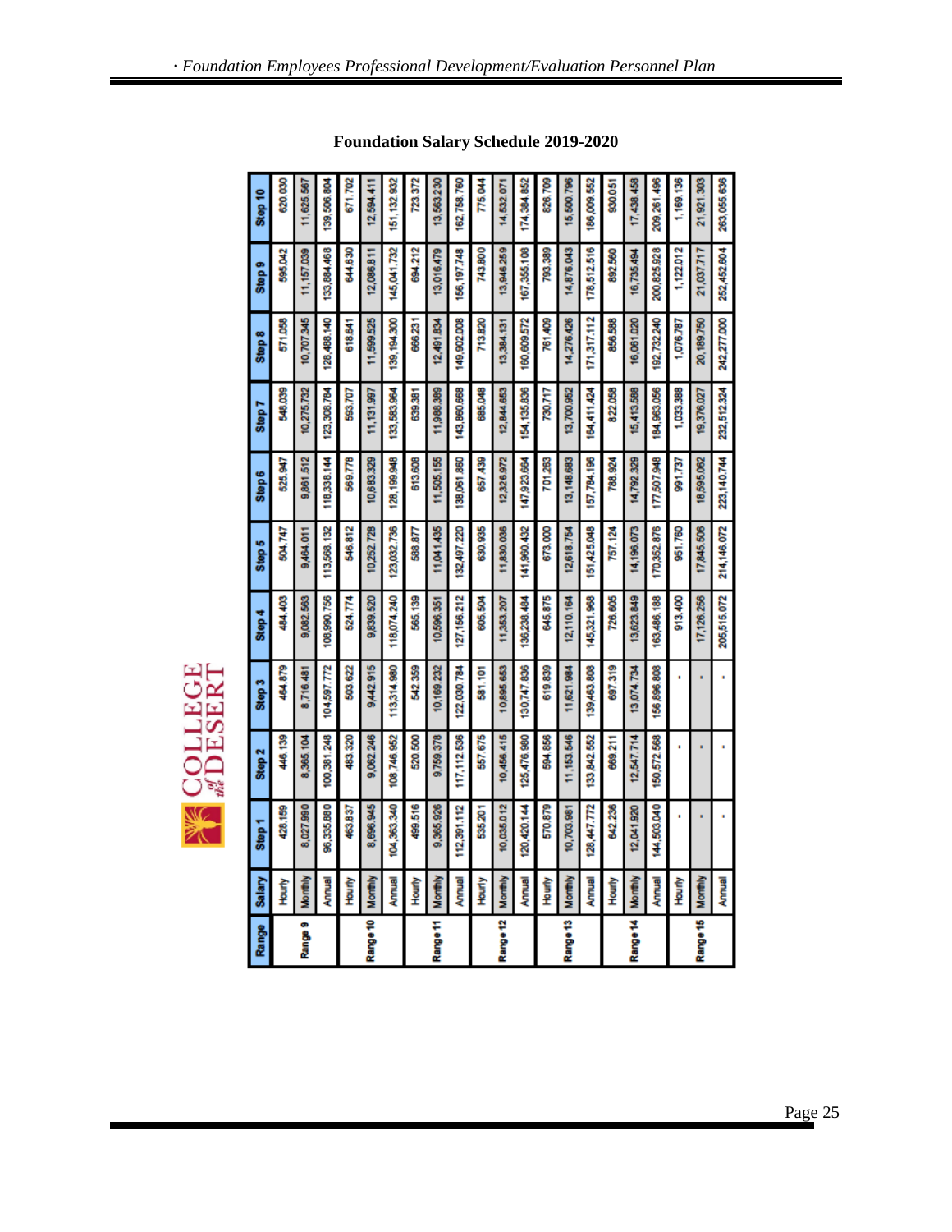## Foundation Salary Schedule 2019-2020

| Range | Salary | Step 1 | Step 2 | Step 3 | Step 4 | Step 5 | Step 6 | Step 7 | Step 8 | Step 9 | Step 10 |
|---|---|---|---|---|---|---|---|---|---|---|---|
| Range 9 | Hourly | 428.159 | 446.139 | 464.879 | 484.403 | 504.747 | 525.947 | 548.039 | 571.058 | 595.042 | 620.030 |
| | Monthly | 8,027.990 | 8,365.104 | 8,716.481 | 9,082.563 | 9,464.011 | 9,861.512 | 10,275.732 | 10,707.345 | 11,157.039 | 11,625.567 |
| | Annual | 96,335.880 | 100,381.248 | 104,597.772 | 108,990.756 | 113,568.132 | 118,338.144 | 123,308.784 | 128,488.140 | 133,884.468 | 139,506.804 |
| Range 10 | Hourly | 463.837 | 483.320 | 503.622 | 524.774 | 546.812 | 569.778 | 593.707 | 618.641 | 644.630 | 671.702 |
| | Monthly | 8,696.945 | 9,062.246 | 9,442.915 | 9,839.520 | 10,252.728 | 10,683.329 | 11,131.997 | 11,599.525 | 12,086.811 | 12,594.411 |
| | Annual | 104,363.340 | 108,746.952 | 113,314.980 | 118,074.240 | 123,032.736 | 128,199.948 | 133,583.964 | 139,194.300 | 145,041.732 | 151,132.932 |
| Range 11 | Hourly | 499.516 | 520.500 | 542.359 | 565.139 | 588.877 | 613.608 | 639.381 | 666.231 | 694.212 | 723.372 |
| | Monthly | 9,365.926 | 9,759.378 | 10,169.232 | 10,596.351 | 11,041.435 | 11,505.155 | 11,988.389 | 12,491.834 | 13,016.479 | 13,563.230 |
| | Annual | 112,391.112 | 117,112.536 | 122,030.784 | 127,156.212 | 132,497.220 | 138,061.860 | 143,860.668 | 149,902.008 | 156,197.748 | 162,758.760 |
| Range 12 | Hourly | 535.201 | 557.675 | 581.101 | 605.504 | 630.935 | 657.439 | 685.048 | 713.820 | 743.800 | 775.044 |
| | Monthly | 10,035.012 | 10,456.415 | 10,895.653 | 11,353.207 | 11,830.036 | 12,326.972 | 12,844.653 | 13,384.131 | 13,946.259 | 14,532.071 |
| | Annual | 120,420.144 | 125,476.980 | 130,747.836 | 136,238.484 | 141,960.432 | 147,923.664 | 154,135.836 | 160,609.572 | 167,355.108 | 174,384.852 |
| Range 13 | Hourly | 570.879 | 594.856 | 619.839 | 645.875 | 673.000 | 701.263 | 730.717 | 761.409 | 793.389 | 826.709 |
| | Monthly | 10,703.981 | 11,153.546 | 11,621.984 | 12,110.164 | 12,618.754 | 13,148.683 | 13,700.952 | 14,276.426 | 14,876.043 | 15,500.796 |
| | Annual | 128,447.772 | 133,842.552 | 139,463.808 | 145,321.968 | 151,425.048 | 157,784.196 | 164,411.424 | 171,317.112 | 178,512.516 | 186,009.552 |
| Range 14 | Hourly | 642.236 | 669.211 | 697.319 | 726.605 | 757.124 | 788.924 | 822.058 | 856.588 | 892.560 | 930.051 |
| | Monthly | 12,041.920 | 12,547.714 | 13,074.734 | 13,623.849 | 14,196.073 | 14,792.329 | 15,413.588 | 16,061.020 | 16,735.494 | 17,438.458 |
| | Annual | 144,503.040 | 150,572.568 | 156,896.808 | 163,486.188 | 170,352.876 | 177,507.948 | 184,963.056 | 192,732.240 | 200,825.928 | 209,261.496 |
| Range 15 | Hourly | - | - | - | 913.400 | 951.760 | 991.737 | 1,033.388 | 1,076.787 | 1,122.012 | 1,169.136 |
| | Monthly | - | - | - | 17,126.256 | 17,845.506 | 18,595.062 | 19,376.027 | 20,189.750 | 21,037.717 | 21,921.303 |
| | Annual | - | - | - | 205,515.072 | 214,146.072 | 223,140.744 | 232,512.324 | 242,277.000 | 252,452.604 | 263,055.636 |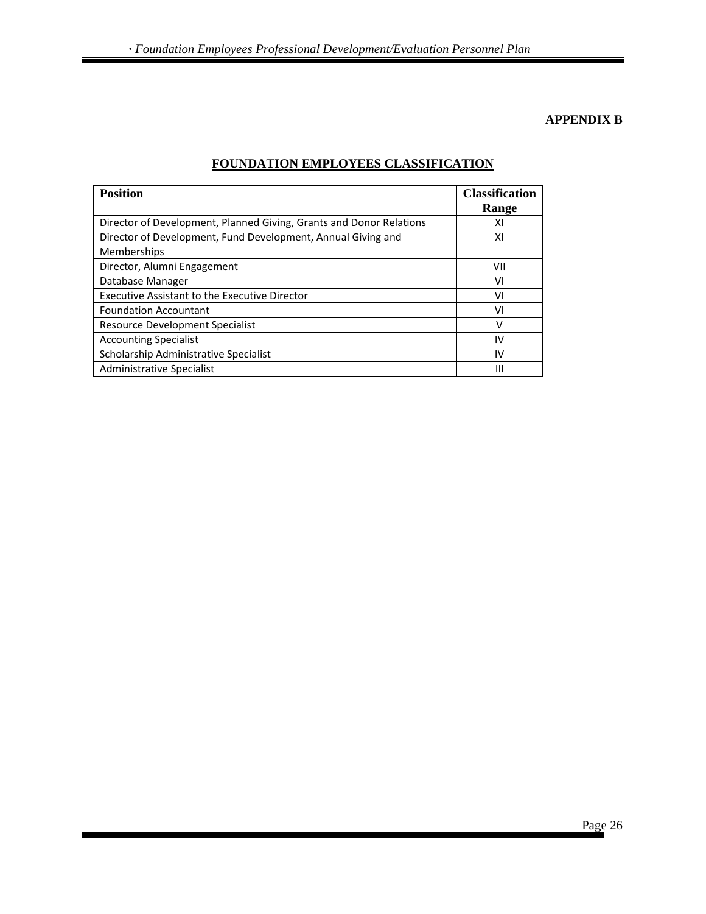**APPENDIX B**

## FOUNDATION EMPLOYEES CLASSIFICATION

| Position | Classification Range |
|---|---|
| Director of Development, Planned Giving, Grants and Donor Relations | XI |
| Director of Development, Fund Development, Annual Giving and Memberships | XI |
| Director, Alumni Engagement | VII |
| Database Manager | VI |
| Executive Assistant to the Executive Director | VI |
| Foundation Accountant | VI |
| Resource Development Specialist | V |
| Accounting Specialist | IV |
| Scholarship Administrative Specialist | IV |
| Administrative Specialist | III |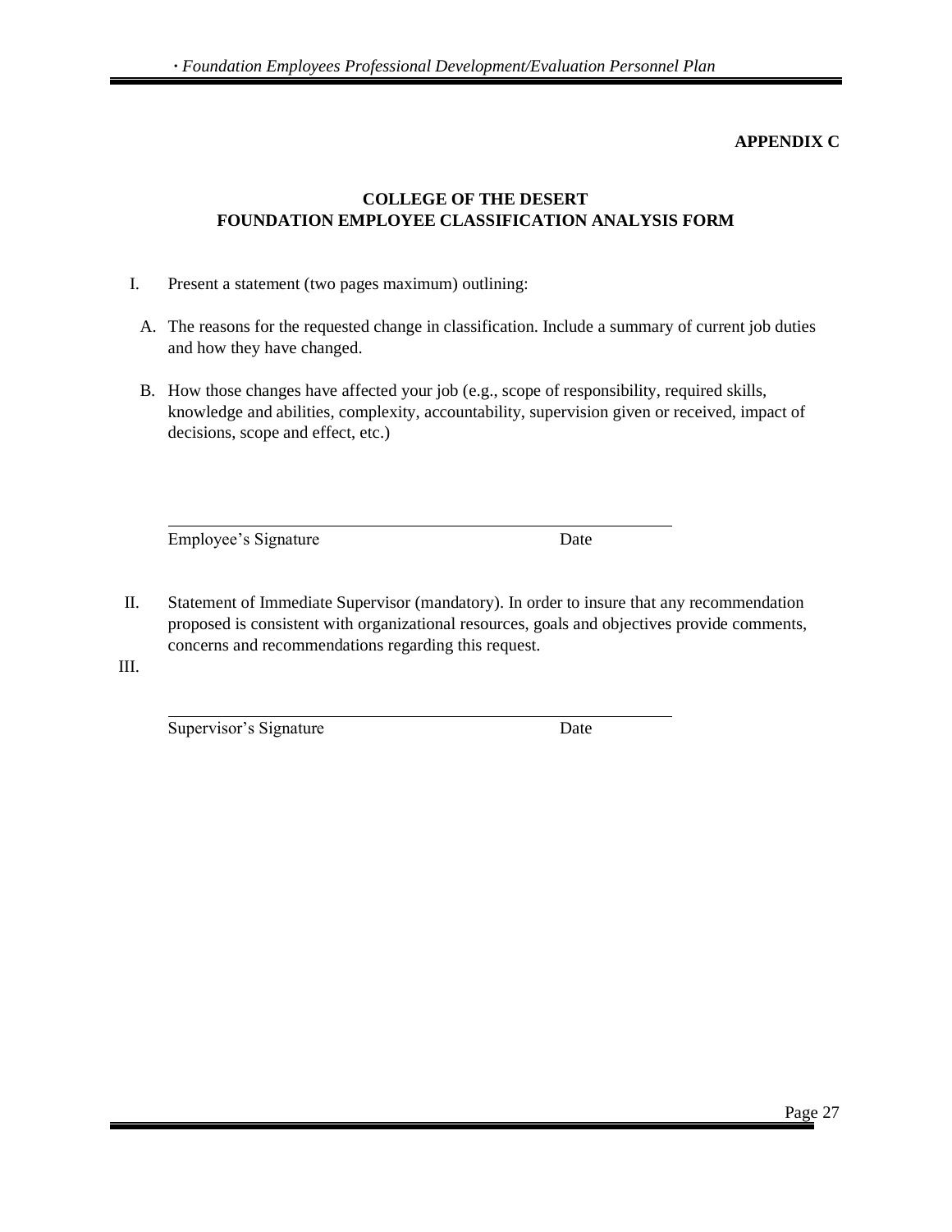**APPENDIX C**

## COLLEGE OF THE DESERT
## FOUNDATION EMPLOYEE CLASSIFICATION ANALYSIS FORM

I. Present a statement (two pages maximum) outlining:

A. The reasons for the requested change in classification. Include a summary of current job duties and how they have changed.

B. How those changes have affected your job (e.g., scope of responsibility, required skills, knowledge and abilities, complexity, accountability, supervision given or received, impact of decisions, scope and effect, etc.)

_______________________________________________

Employee's Signature                Date

II. Statement of Immediate Supervisor (mandatory). In order to insure that any recommendation proposed is consistent with organizational resources, goals and objectives provide comments, concerns and recommendations regarding this request.

III.

_______________________________________________

Supervisor's Signature                Date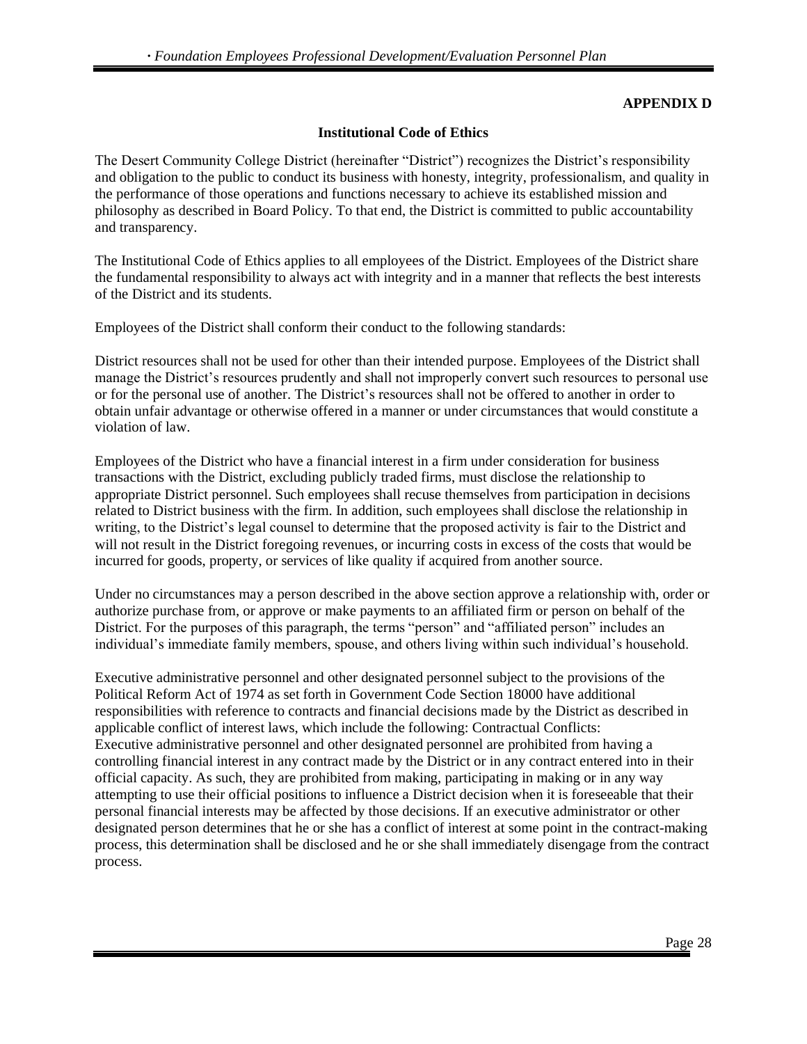**APPENDIX D**

## Institutional Code of Ethics

The Desert Community College District (hereinafter "District") recognizes the District's responsibility and obligation to the public to conduct its business with honesty, integrity, professionalism, and quality in the performance of those operations and functions necessary to achieve its established mission and philosophy as described in Board Policy. To that end, the District is committed to public accountability and transparency.

The Institutional Code of Ethics applies to all employees of the District. Employees of the District share the fundamental responsibility to always act with integrity and in a manner that reflects the best interests of the District and its students.

Employees of the District shall conform their conduct to the following standards:

District resources shall not be used for other than their intended purpose. Employees of the District shall manage the District's resources prudently and shall not improperly convert such resources to personal use or for the personal use of another. The District's resources shall not be offered to another in order to obtain unfair advantage or otherwise offered in a manner or under circumstances that would constitute a violation of law.

Employees of the District who have a financial interest in a firm under consideration for business transactions with the District, excluding publicly traded firms, must disclose the relationship to appropriate District personnel. Such employees shall recuse themselves from participation in decisions related to District business with the firm. In addition, such employees shall disclose the relationship in writing, to the District's legal counsel to determine that the proposed activity is fair to the District and will not result in the District foregoing revenues, or incurring costs in excess of the costs that would be incurred for goods, property, or services of like quality if acquired from another source.

Under no circumstances may a person described in the above section approve a relationship with, order or authorize purchase from, or approve or make payments to an affiliated firm or person on behalf of the District. For the purposes of this paragraph, the terms "person" and "affiliated person" includes an individual's immediate family members, spouse, and others living within such individual's household.

Executive administrative personnel and other designated personnel subject to the provisions of the Political Reform Act of 1974 as set forth in Government Code Section 18000 have additional responsibilities with reference to contracts and financial decisions made by the District as described in applicable conflict of interest laws, which include the following: Contractual Conflicts: Executive administrative personnel and other designated personnel are prohibited from having a controlling financial interest in any contract made by the District or in any contract entered into in their official capacity. As such, they are prohibited from making, participating in making or in any way attempting to use their official positions to influence a District decision when it is foreseeable that their personal financial interests may be affected by those decisions. If an executive administrator or other designated person determines that he or she has a conflict of interest at some point in the contract-making process, this determination shall be disclosed and he or she shall immediately disengage from the contract process.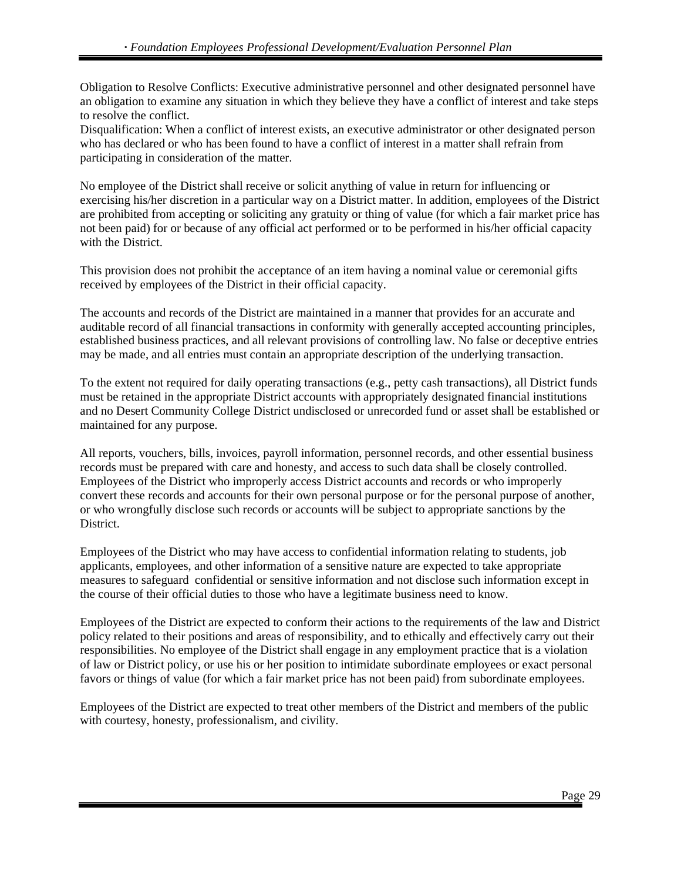Obligation to Resolve Conflicts: Executive administrative personnel and other designated personnel have an obligation to examine any situation in which they believe they have a conflict of interest and take steps to resolve the conflict.
Disqualification: When a conflict of interest exists, an executive administrator or other designated person who has declared or who has been found to have a conflict of interest in a matter shall refrain from participating in consideration of the matter.

No employee of the District shall receive or solicit anything of value in return for influencing or exercising his/her discretion in a particular way on a District matter. In addition, employees of the District are prohibited from accepting or soliciting any gratuity or thing of value (for which a fair market price has not been paid) for or because of any official act performed or to be performed in his/her official capacity with the District.

This provision does not prohibit the acceptance of an item having a nominal value or ceremonial gifts received by employees of the District in their official capacity.

The accounts and records of the District are maintained in a manner that provides for an accurate and auditable record of all financial transactions in conformity with generally accepted accounting principles, established business practices, and all relevant provisions of controlling law. No false or deceptive entries may be made, and all entries must contain an appropriate description of the underlying transaction.

To the extent not required for daily operating transactions (e.g., petty cash transactions), all District funds must be retained in the appropriate District accounts with appropriately designated financial institutions and no Desert Community College District undisclosed or unrecorded fund or asset shall be established or maintained for any purpose.

All reports, vouchers, bills, invoices, payroll information, personnel records, and other essential business records must be prepared with care and honesty, and access to such data shall be closely controlled. Employees of the District who improperly access District accounts and records or who improperly convert these records and accounts for their own personal purpose or for the personal purpose of another, or who wrongfully disclose such records or accounts will be subject to appropriate sanctions by the District.

Employees of the District who may have access to confidential information relating to students, job applicants, employees, and other information of a sensitive nature are expected to take appropriate measures to safeguard confidential or sensitive information and not disclose such information except in the course of their official duties to those who have a legitimate business need to know.

Employees of the District are expected to conform their actions to the requirements of the law and District policy related to their positions and areas of responsibility, and to ethically and effectively carry out their responsibilities. No employee of the District shall engage in any employment practice that is a violation of law or District policy, or use his or her position to intimidate subordinate employees or exact personal favors or things of value (for which a fair market price has not been paid) from subordinate employees.

Employees of the District are expected to treat other members of the District and members of the public with courtesy, honesty, professionalism, and civility.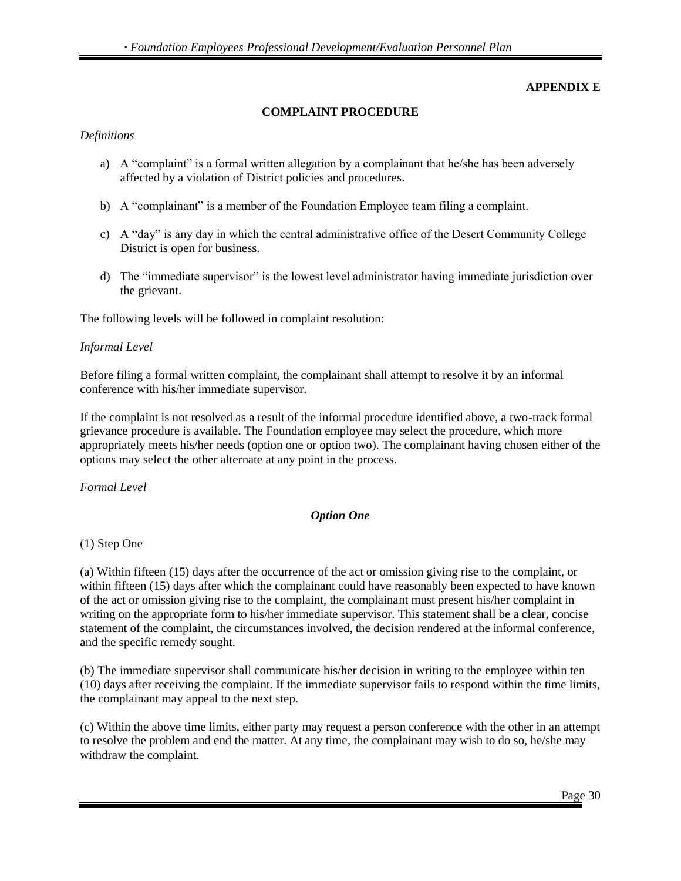**APPENDIX E**

## COMPLAINT PROCEDURE

*Definitions*

a) A "complaint" is a formal written allegation by a complainant that he/she has been adversely affected by a violation of District policies and procedures.

b) A "complainant" is a member of the Foundation Employee team filing a complaint.

c) A "day" is any day in which the central administrative office of the Desert Community College District is open for business.

d) The "immediate supervisor" is the lowest level administrator having immediate jurisdiction over the grievant.

The following levels will be followed in complaint resolution:

*Informal Level*

Before filing a formal written complaint, the complainant shall attempt to resolve it by an informal conference with his/her immediate supervisor.

If the complaint is not resolved as a result of the informal procedure identified above, a two-track formal grievance procedure is available. The Foundation employee may select the procedure, which more appropriately meets his/her needs (option one or option two). The complainant having chosen either of the options may select the other alternate at any point in the process.

*Formal Level*

***Option One***

(1) Step One

(a) Within fifteen (15) days after the occurrence of the act or omission giving rise to the complaint, or within fifteen (15) days after which the complainant could have reasonably been expected to have known of the act or omission giving rise to the complaint, the complainant must present his/her complaint in writing on the appropriate form to his/her immediate supervisor. This statement shall be a clear, concise statement of the complaint, the circumstances involved, the decision rendered at the informal conference, and the specific remedy sought.

(b) The immediate supervisor shall communicate his/her decision in writing to the employee within ten (10) days after receiving the complaint. If the immediate supervisor fails to respond within the time limits, the complainant may appeal to the next step.

(c) Within the above time limits, either party may request a person conference with the other in an attempt to resolve the problem and end the matter. At any time, the complainant may wish to do so, he/she may withdraw the complaint.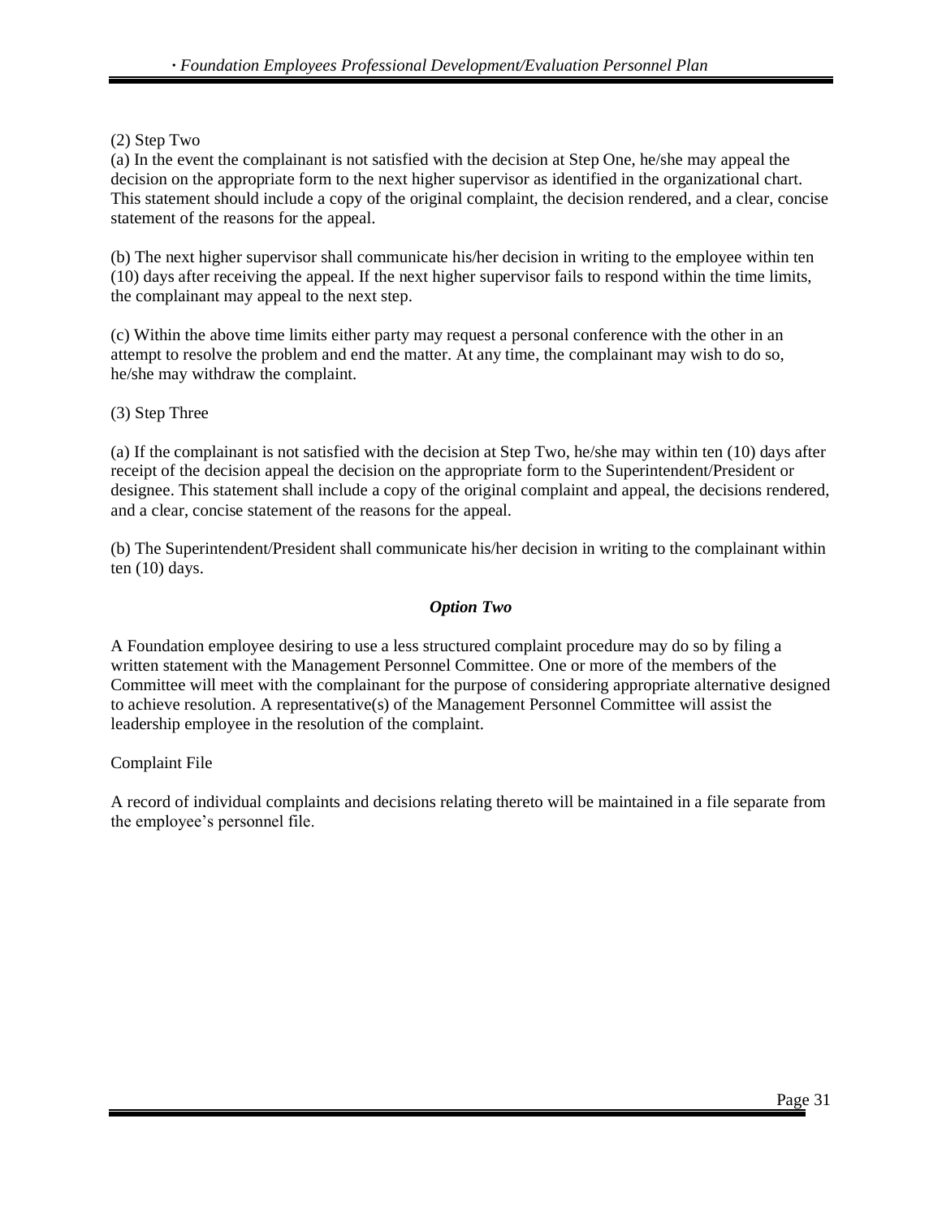(2) Step Two

(a) In the event the complainant is not satisfied with the decision at Step One, he/she may appeal the decision on the appropriate form to the next higher supervisor as identified in the organizational chart. This statement should include a copy of the original complaint, the decision rendered, and a clear, concise statement of the reasons for the appeal.

(b) The next higher supervisor shall communicate his/her decision in writing to the employee within ten (10) days after receiving the appeal. If the next higher supervisor fails to respond within the time limits, the complainant may appeal to the next step.

(c) Within the above time limits either party may request a personal conference with the other in an attempt to resolve the problem and end the matter. At any time, the complainant may wish to do so, he/she may withdraw the complaint.

(3) Step Three

(a) If the complainant is not satisfied with the decision at Step Two, he/she may within ten (10) days after receipt of the decision appeal the decision on the appropriate form to the Superintendent/President or designee. This statement shall include a copy of the original complaint and appeal, the decisions rendered, and a clear, concise statement of the reasons for the appeal.

(b) The Superintendent/President shall communicate his/her decision in writing to the complainant within ten (10) days.

### ***Option Two***

A Foundation employee desiring to use a less structured complaint procedure may do so by filing a written statement with the Management Personnel Committee. One or more of the members of the Committee will meet with the complainant for the purpose of considering appropriate alternative designed to achieve resolution. A representative(s) of the Management Personnel Committee will assist the leadership employee in the resolution of the complaint.

Complaint File

A record of individual complaints and decisions relating thereto will be maintained in a file separate from the employee's personnel file.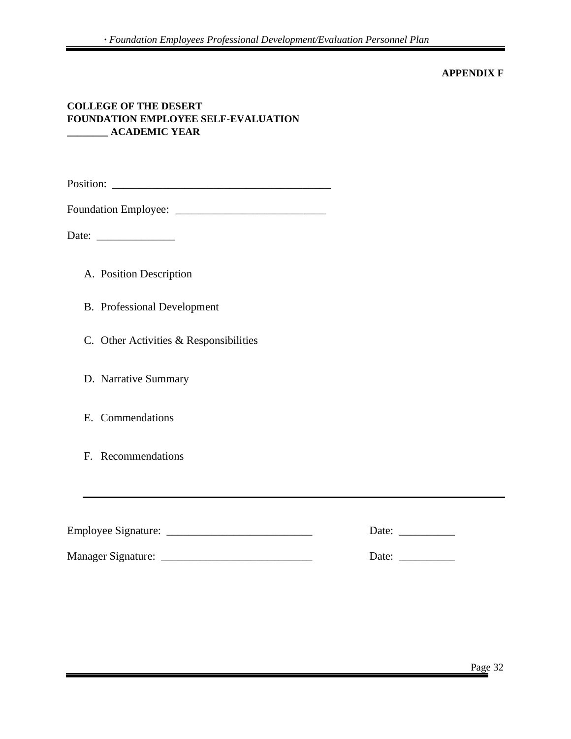**APPENDIX F**

**COLLEGE OF THE DESERT**
**FOUNDATION EMPLOYEE SELF-EVALUATION**
**________ ACADEMIC YEAR**

Position: ________________________________________

Foundation Employee: ___________________________

Date: ______________

A. Position Description

B. Professional Development

C. Other Activities & Responsibilities

D. Narrative Summary

E. Commendations

F. Recommendations

---

Employee Signature: __________________________ Date: __________

Manager Signature: ___________________________ Date: __________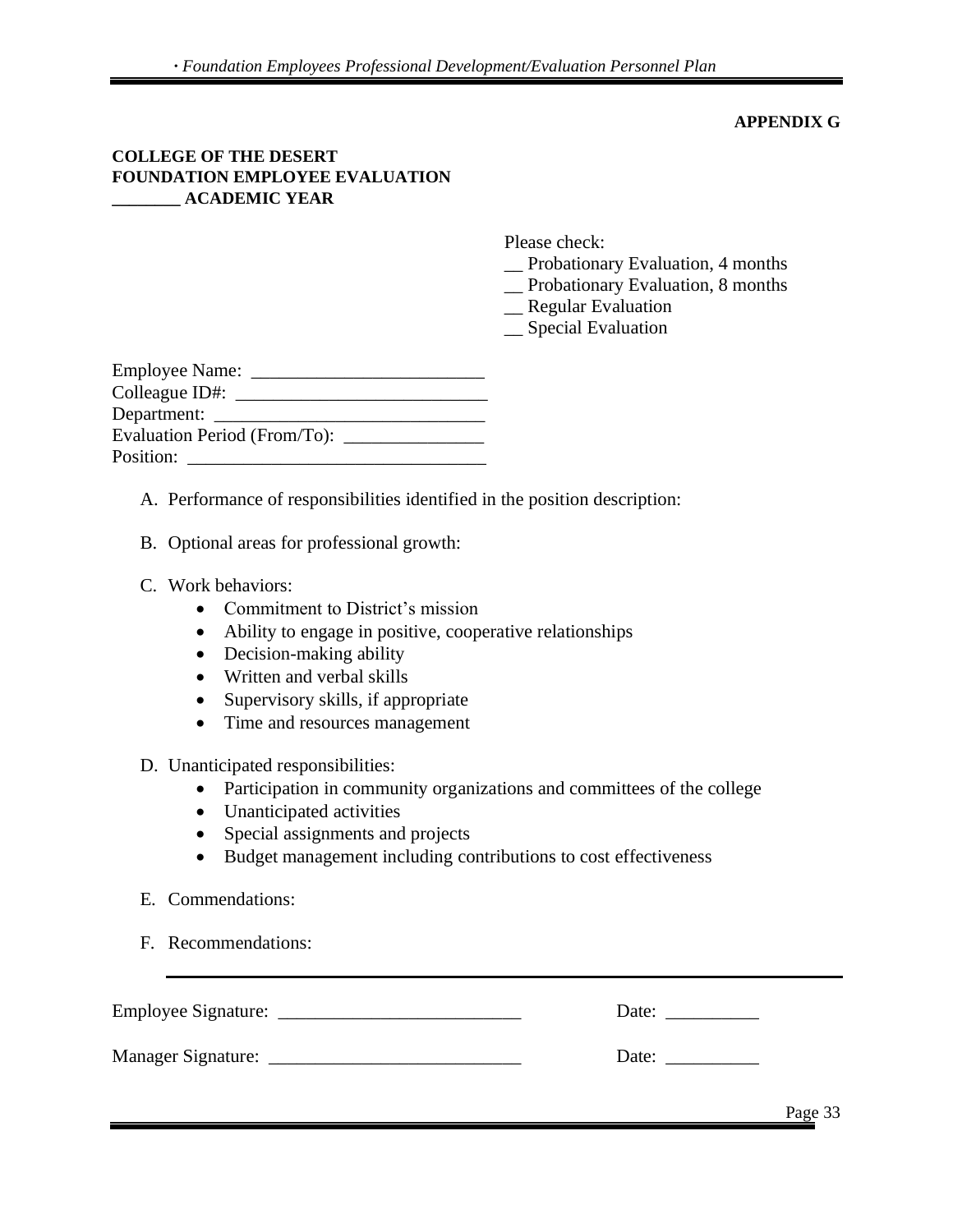**APPENDIX G**

**COLLEGE OF THE DESERT**
**FOUNDATION EMPLOYEE EVALUATION**
**________ ACADEMIC YEAR**

Please check:
__ Probationary Evaluation, 4 months
__ Probationary Evaluation, 8 months
__ Regular Evaluation
__ Special Evaluation

Employee Name: _________________________
Colleague ID#: ___________________________
Department: _____________________________
Evaluation Period (From/To): _______________
Position: ________________________________

A. Performance of responsibilities identified in the position description:

B. Optional areas for professional growth:

C. Work behaviors:
   - Commitment to District's mission
   - Ability to engage in positive, cooperative relationships
   - Decision-making ability
   - Written and verbal skills
   - Supervisory skills, if appropriate
   - Time and resources management

D. Unanticipated responsibilities:
   - Participation in community organizations and committees of the college
   - Unanticipated activities
   - Special assignments and projects
   - Budget management including contributions to cost effectiveness

E. Commendations:

F. Recommendations:

---

Employee Signature: __________________________ Date: __________

Manager Signature: ___________________________ Date: __________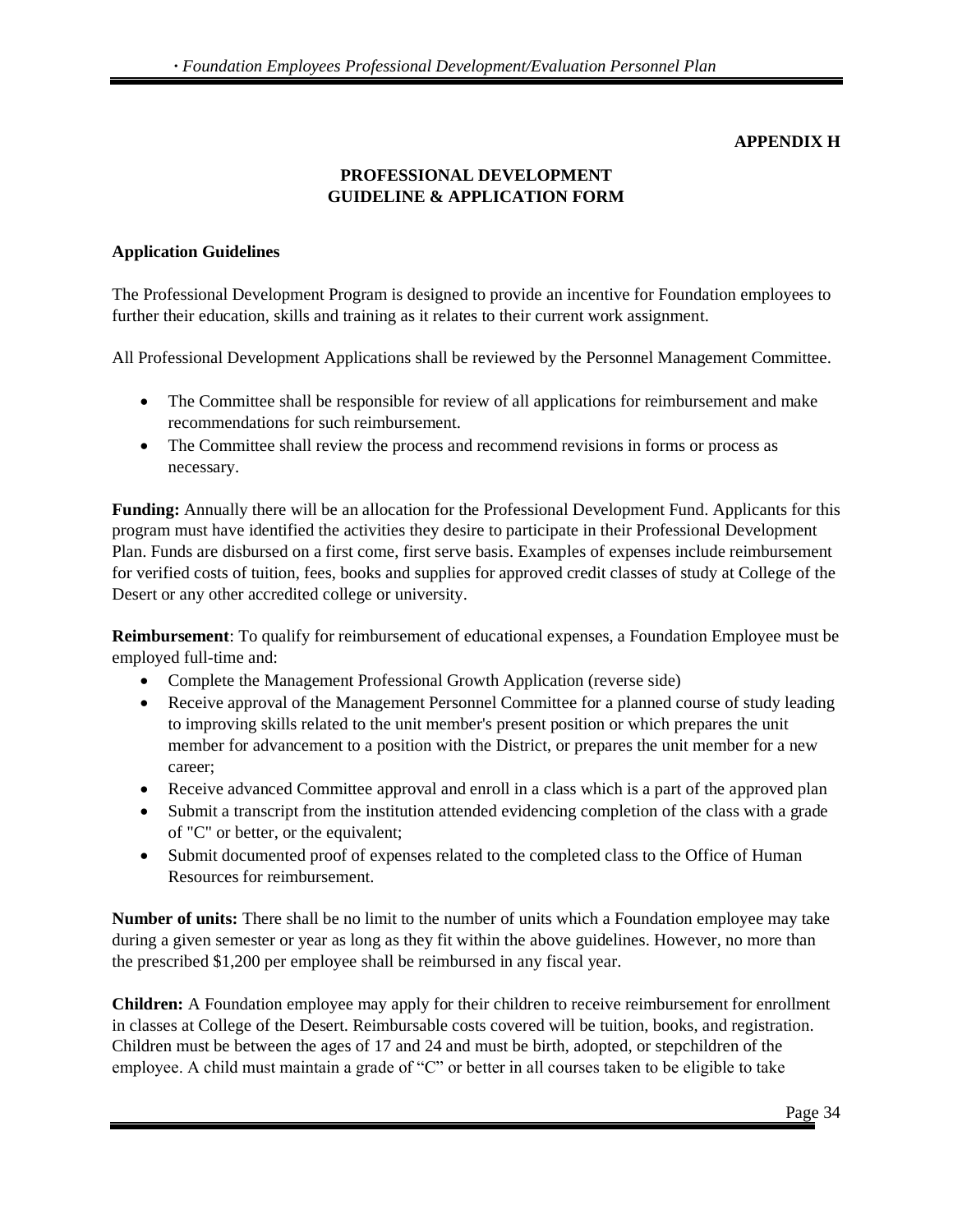**APPENDIX H**

## PROFESSIONAL DEVELOPMENT GUIDELINE & APPLICATION FORM

**Application Guidelines**

The Professional Development Program is designed to provide an incentive for Foundation employees to further their education, skills and training as it relates to their current work assignment.

All Professional Development Applications shall be reviewed by the Personnel Management Committee.

- The Committee shall be responsible for review of all applications for reimbursement and make recommendations for such reimbursement.
- The Committee shall review the process and recommend revisions in forms or process as necessary.

**Funding:** Annually there will be an allocation for the Professional Development Fund. Applicants for this program must have identified the activities they desire to participate in their Professional Development Plan. Funds are disbursed on a first come, first serve basis. Examples of expenses include reimbursement for verified costs of tuition, fees, books and supplies for approved credit classes of study at College of the Desert or any other accredited college or university.

**Reimbursement**: To qualify for reimbursement of educational expenses, a Foundation Employee must be employed full-time and:

- Complete the Management Professional Growth Application (reverse side)
- Receive approval of the Management Personnel Committee for a planned course of study leading to improving skills related to the unit member's present position or which prepares the unit member for advancement to a position with the District, or prepares the unit member for a new career;
- Receive advanced Committee approval and enroll in a class which is a part of the approved plan
- Submit a transcript from the institution attended evidencing completion of the class with a grade of "C" or better, or the equivalent;
- Submit documented proof of expenses related to the completed class to the Office of Human Resources for reimbursement.

**Number of units:** There shall be no limit to the number of units which a Foundation employee may take during a given semester or year as long as they fit within the above guidelines. However, no more than the prescribed $1,200 per employee shall be reimbursed in any fiscal year.

**Children:** A Foundation employee may apply for their children to receive reimbursement for enrollment in classes at College of the Desert. Reimbursable costs covered will be tuition, books, and registration. Children must be between the ages of 17 and 24 and must be birth, adopted, or stepchildren of the employee. A child must maintain a grade of "C" or better in all courses taken to be eligible to take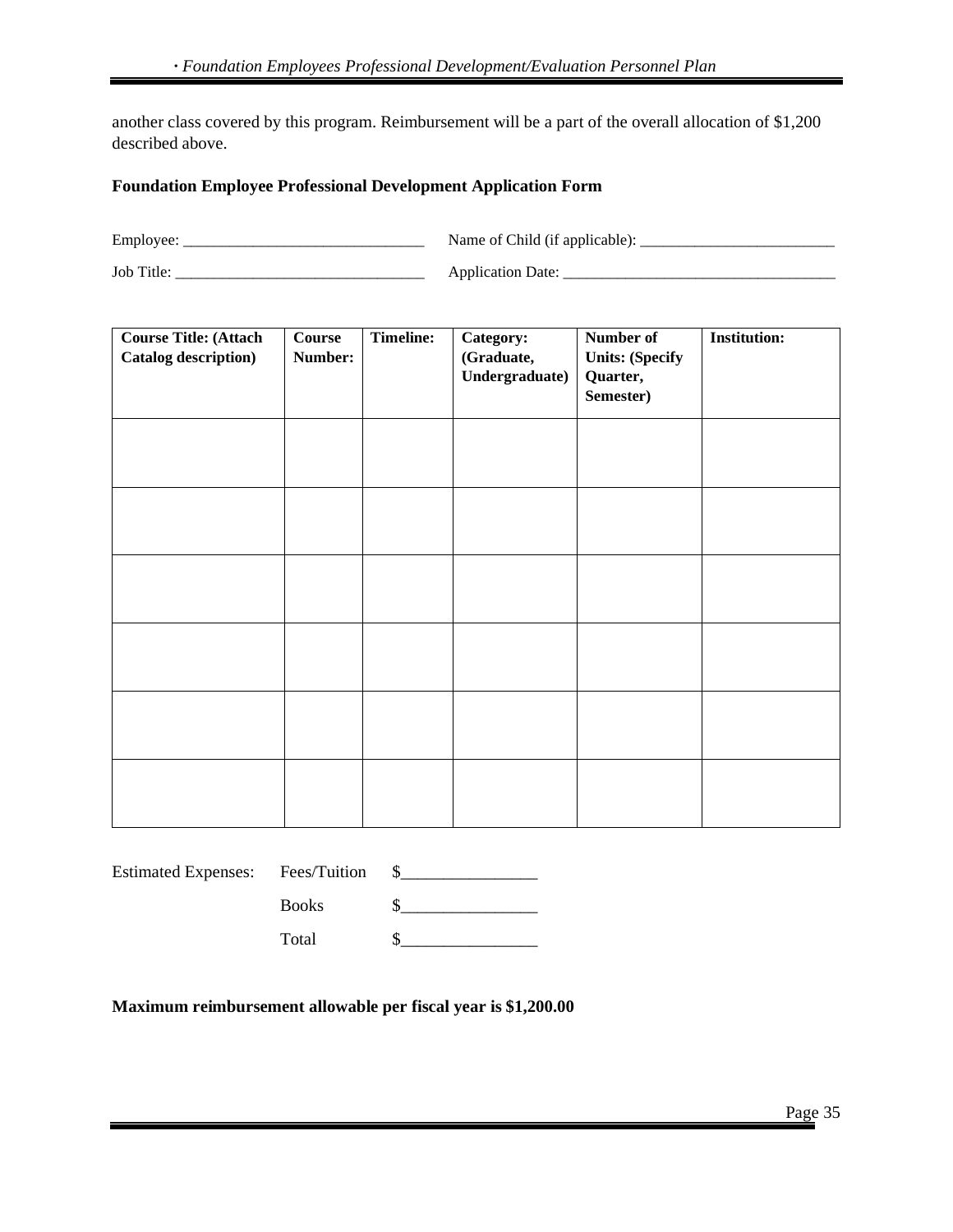another class covered by this program. Reimbursement will be a part of the overall allocation of $1,200 described above.

**Foundation Employee Professional Development Application Form**

Employee: _______________________________ Name of Child (if applicable): _________________________

Job Title: ________________________________ Application Date: ___________________________________

| Course Title: (Attach Catalog description) | Course Number: | Timeline: | Category: (Graduate, Undergraduate) | Number of Units: (Specify Quarter, Semester) | Institution: |
|---|---|---|---|---|---|
| | | | | | |
| | | | | | |
| | | | | | |
| | | | | | |
| | | | | | |
| | | | | | |

Estimated Expenses: Fees/Tuition $________________

Books $________________

Total $________________

**Maximum reimbursement allowable per fiscal year is $1,200.00**